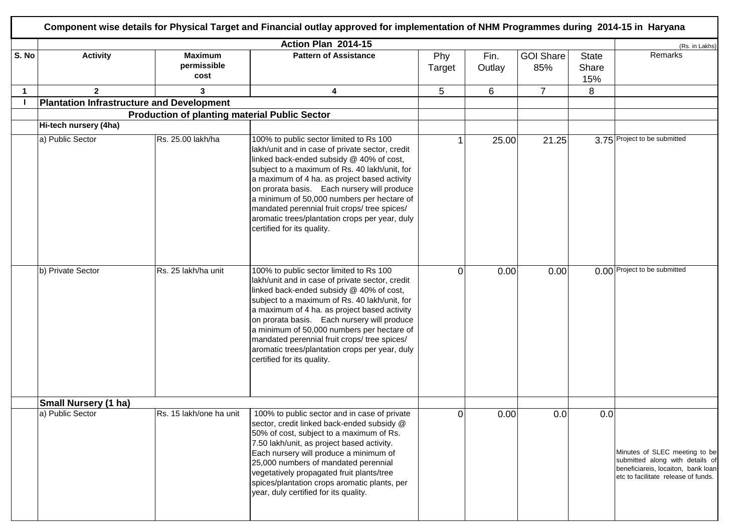## Component wise details for Physical Target and Financial outlay approved for implementation of NHM Programmes during 2014-15 in Haryana

**Action Plan 2014-15**

(Rs. in Lakhs)

| S. No | Activity | Maximum permissible cost | Pattern of Assistance | Phy Target | Fin. Outlay | GOI Share 85% | State Share 15% | Remarks |
|---|---|---|---|---|---|---|---|---|
| 1 | 2 | 3 | 4 | 5 | 6 | 7 | 8 | |
| I | **Plantation Infrastructure and Development** | | | | | | | |
| | | **Production of planting material Public Sector** | | | | | | |
| | **Hi-tech nursery (4ha)** | | | | | | | |
| | a) Public Sector | Rs. 25.00 lakh/ha | 100% to public sector limited to Rs 100 lakh/unit and in case of private sector, credit linked back-ended subsidy @ 40% of cost, subject to a maximum of Rs. 40 lakh/unit, for a maximum of 4 ha. as project based activity on prorata basis. Each nursery will produce a minimum of 50,000 numbers per hectare of mandated perennial fruit crops/ tree spices/ aromatic trees/plantation crops per year, duly certified for its quality. | 1 | 25.00 | 21.25 | 3.75 | Project to be submitted |
| | b) Private Sector | Rs. 25 lakh/ha unit | 100% to public sector limited to Rs 100 lakh/unit and in case of private sector, credit linked back-ended subsidy @ 40% of cost, subject to a maximum of Rs. 40 lakh/unit, for a maximum of 4 ha. as project based activity on prorata basis. Each nursery will produce a minimum of 50,000 numbers per hectare of mandated perennial fruit crops/ tree spices/ aromatic trees/plantation crops per year, duly certified for its quality. | 0 | 0.00 | 0.00 | 0.00 | Project to be submitted |
| | **Small Nursery (1 ha)** | | | | | | | |
| | a) Public Sector | Rs. 15 lakh/one ha unit | 100% to public sector and in case of private sector, credit linked back-ended subsidy @ 50% of cost, subject to a maximum of Rs. 7.50 lakh/unit, as project based activity. Each nursery will produce a minimum of 25,000 numbers of mandated perennial vegetatively propagated fruit plants/tree spices/plantation crops aromatic plants, per year, duly certified for its quality. | 0 | 0.00 | 0.0 | 0.0 | Minutes of SLEC meeting to be submitted along with details of beneficiareis, locaiton, bank loan etc to facilitate release of funds. |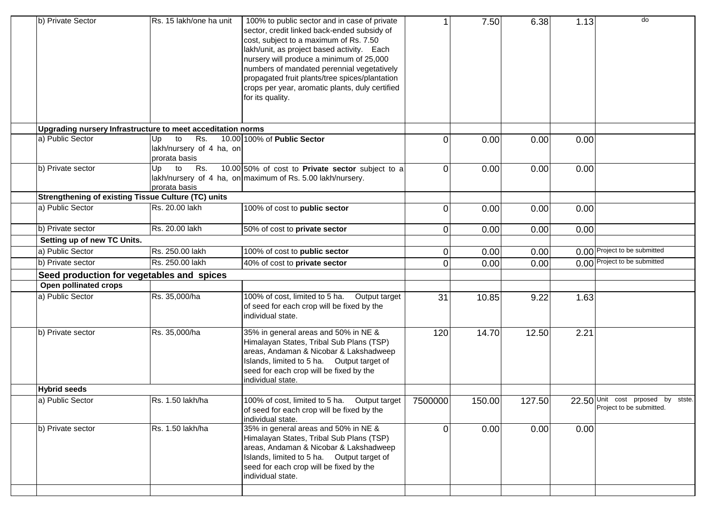| | | | | | | | | |
|---|---|---|---|---|---|---|---|---|
| | b) Private Sector | Rs. 15 lakh/one ha unit | 100% to public sector and in case of private sector, credit linked back-ended subsidy of cost, subject to a maximum of Rs. 7.50 lakh/unit, as project based activity. Each nursery will produce a minimum of 25,000 numbers of mandated perennial vegetatively propagated fruit plants/tree spices/plantation crops per year, aromatic plants, duly certified for its quality. | 1 | 7.50 | 6.38 | 1.13 | do |
| | **Upgrading nursery Infrastructure to meet acceditation norms** | | | | | | | |
| | a) Public Sector | Up to Rs. 10.00 lakh/nursery of 4 ha, on prorata basis | 100% of **Public Sector** | 0 | 0.00 | 0.00 | 0.00 | |
| | b) Private sector | Up to Rs. 10.00 lakh/nursery of 4 ha, on prorata basis | 50% of cost to **Private sector** subject to a maximum of Rs. 5.00 lakh/nursery. | 0 | 0.00 | 0.00 | 0.00 | |
| | **Strengthening of existing Tissue Culture (TC) units** | | | | | | | |
| | a) Public Sector | Rs. 20.00 lakh | 100% of cost to **public sector** | 0 | 0.00 | 0.00 | 0.00 | |
| | b) Private sector | Rs. 20.00 lakh | 50% of cost to **private sector** | 0 | 0.00 | 0.00 | 0.00 | |
| | **Setting up of new TC Units.** | | | | | | | |
| | a) Public Sector | Rs. 250.00 lakh | 100% of cost to **public sector** | 0 | 0.00 | 0.00 | 0.00 | Project to be submitted |
| | b) Private sector | Rs. 250.00 lakh | 40% of cost to **private sector** | 0 | 0.00 | 0.00 | 0.00 | Project to be submitted |
| | **Seed production for vegetables and spices** | | | | | | | |
| | **Open pollinated crops** | | | | | | | |
| | a) Public Sector | Rs. 35,000/ha | 100% of cost, limited to 5 ha. Output target of seed for each crop will be fixed by the individual state. | 31 | 10.85 | 9.22 | 1.63 | |
| | b) Private sector | Rs. 35,000/ha | 35% in general areas and 50% in NE & Himalayan States, Tribal Sub Plans (TSP) areas, Andaman & Nicobar & Lakshadweep Islands, limited to 5 ha. Output target of seed for each crop will be fixed by the individual state. | 120 | 14.70 | 12.50 | 2.21 | |
| | **Hybrid seeds** | | | | | | | |
| | a) Public Sector | Rs. 1.50 lakh/ha | 100% of cost, limited to 5 ha. Output target of seed for each crop will be fixed by the individual state. | 7500000 | 150.00 | 127.50 | 22.50 | Unit cost prposed by stste. Project to be submitted. |
| | b) Private sector | Rs. 1.50 lakh/ha | 35% in general areas and 50% in NE & Himalayan States, Tribal Sub Plans (TSP) areas, Andaman & Nicobar & Lakshadweep Islands, limited to 5 ha. Output target of seed for each crop will be fixed by the individual state. | 0 | 0.00 | 0.00 | 0.00 | |
| | | | | | | | | |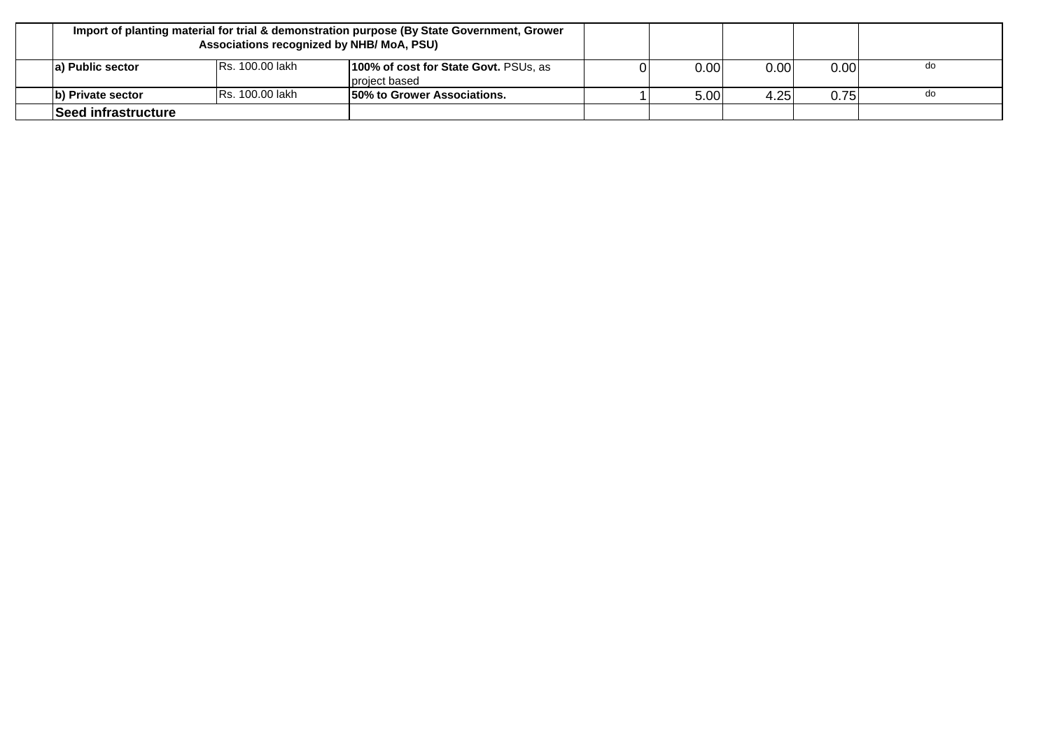| | | | | | | | | |
|---|---|---|---|---|---|---|---|---|
| | **Import of planting material for trial & demonstration purpose (By State Government, Grower Associations recognized by NHB/ MoA, PSU)** | | | | | | | |
| | **a) Public sector** | Rs. 100.00 lakh | **100% of cost for State Govt.** PSUs, as project based | 0 | 0.00 | 0.00 | 0.00 | do |
| | **b) Private sector** | Rs. 100.00 lakh | **50% to Grower Associations.** | 1 | 5.00 | 4.25 | 0.75 | do |
| | **Seed infrastructure** | | | | | | | |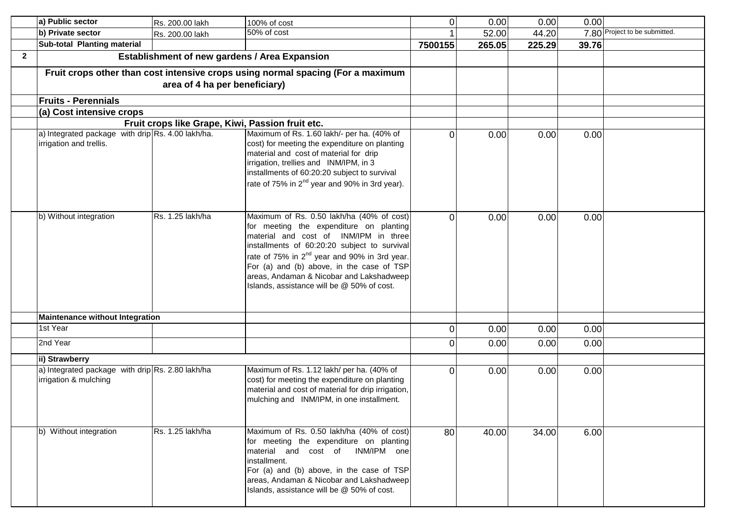| | | | | | | | | |
|---|---|---|---|---|---|---|---|---|
| | **a) Public sector** | Rs. 200.00 lakh | 100% of cost | 0 | 0.00 | 0.00 | 0.00 | |
| | **b) Private sector** | Rs. 200.00 lakh | 50% of cost | 1 | 52.00 | 44.20 | 7.80 | Project to be submitted. |
| | **Sub-total Planting material** | | | **7500155** | **265.05** | **225.29** | **39.76** | |
| **2** | **Establishment of new gardens / Area Expansion** | | | | | | | |
| | **Fruit crops other than cost intensive crops using normal spacing (For a maximum area of 4 ha per beneficiary)** | | | | | | | |
| | **Fruits - Perennials** | | | | | | | |
| | **(a) Cost intensive crops** | | | | | | | |
| | **Fruit crops like Grape, Kiwi, Passion fruit etc.** | | | | | | | |
| | a) Integrated package with drip irrigation and trellis. | Rs. 4.00 lakh/ha. | Maximum of Rs. 1.60 lakh/- per ha. (40% of cost) for meeting the expenditure on planting material and cost of material for drip irrigation, trellies and INM/IPM, in 3 installments of 60:20:20 subject to survival rate of 75% in 2nd year and 90% in 3rd year). | 0 | 0.00 | 0.00 | 0.00 | |
| | b) Without integration | Rs. 1.25 lakh/ha | Maximum of Rs. 0.50 lakh/ha (40% of cost) for meeting the expenditure on planting material and cost of INM/IPM in three installments of 60:20:20 subject to survival rate of 75% in 2nd year and 90% in 3rd year. For (a) and (b) above, in the case of TSP areas, Andaman & Nicobar and Lakshadweep Islands, assistance will be @ 50% of cost. | 0 | 0.00 | 0.00 | 0.00 | |
| | **Maintenance without Integration** | | | | | | | |
| | 1st Year | | | 0 | 0.00 | 0.00 | 0.00 | |
| | 2nd Year | | | 0 | 0.00 | 0.00 | 0.00 | |
| | **ii) Strawberry** | | | | | | | |
| | a) Integrated package with drip irrigation & mulching | Rs. 2.80 lakh/ha | Maximum of Rs. 1.12 lakh/ per ha. (40% of cost) for meeting the expenditure on planting material and cost of material for drip irrigation, mulching and INM/IPM, in one installment. | 0 | 0.00 | 0.00 | 0.00 | |
| | b) Without integration | Rs. 1.25 lakh/ha | Maximum of Rs. 0.50 lakh/ha (40% of cost) for meeting the expenditure on planting material and cost of INM/IPM one installment. For (a) and (b) above, in the case of TSP areas, Andaman & Nicobar and Lakshadweep Islands, assistance will be @ 50% of cost. | 80 | 40.00 | 34.00 | 6.00 | |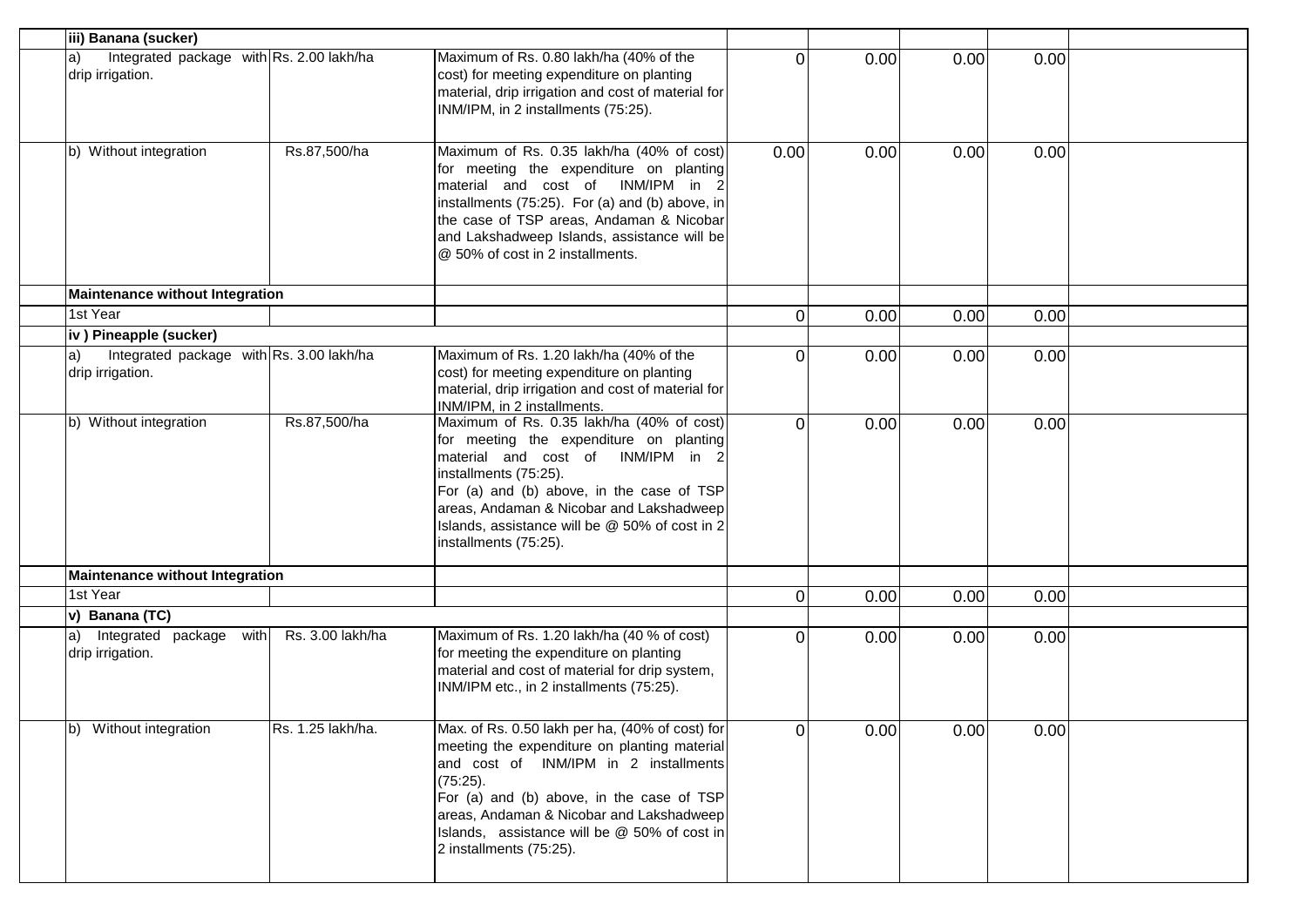| | | | | | | | | |
|---|---|---|---|---|---|---|---|---|
| | **iii) Banana (sucker)** | | | | | | | |
| | a) Integrated package with drip irrigation. | Rs. 2.00 lakh/ha | Maximum of Rs. 0.80 lakh/ha (40% of the cost) for meeting expenditure on planting material, drip irrigation and cost of material for INM/IPM, in 2 installments (75:25). | 0 | 0.00 | 0.00 | 0.00 | |
| | b) Without integration | Rs.87,500/ha | Maximum of Rs. 0.35 lakh/ha (40% of cost) for meeting the expenditure on planting material and cost of INM/IPM in 2 installments (75:25). For (a) and (b) above, in the case of TSP areas, Andaman & Nicobar and Lakshadweep Islands, assistance will be @ 50% of cost in 2 installments. | 0.00 | 0.00 | 0.00 | 0.00 | |
| | **Maintenance without Integration** | | | | | | | |
| | 1st Year | | | 0 | 0.00 | 0.00 | 0.00 | |
| | **iv ) Pineapple (sucker)** | | | | | | | |
| | a) Integrated package with drip irrigation. | Rs. 3.00 lakh/ha | Maximum of Rs. 1.20 lakh/ha (40% of the cost) for meeting expenditure on planting material, drip irrigation and cost of material for INM/IPM, in 2 installments. | 0 | 0.00 | 0.00 | 0.00 | |
| | b) Without integration | Rs.87,500/ha | Maximum of Rs. 0.35 lakh/ha (40% of cost) for meeting the expenditure on planting material and cost of INM/IPM in 2 installments (75:25). For (a) and (b) above, in the case of TSP areas, Andaman & Nicobar and Lakshadweep Islands, assistance will be @ 50% of cost in 2 installments (75:25). | 0 | 0.00 | 0.00 | 0.00 | |
| | **Maintenance without Integration** | | | | | | | |
| | 1st Year | | | 0 | 0.00 | 0.00 | 0.00 | |
| | **v) Banana (TC)** | | | | | | | |
| | a) Integrated package with drip irrigation. | Rs. 3.00 lakh/ha | Maximum of Rs. 1.20 lakh/ha (40 % of cost) for meeting the expenditure on planting material and cost of material for drip system, INM/IPM etc., in 2 installments (75:25). | 0 | 0.00 | 0.00 | 0.00 | |
| | b) Without integration | Rs. 1.25 lakh/ha. | Max. of Rs. 0.50 lakh per ha, (40% of cost) for meeting the expenditure on planting material and cost of INM/IPM in 2 installments (75:25). For (a) and (b) above, in the case of TSP areas, Andaman & Nicobar and Lakshadweep Islands, assistance will be @ 50% of cost in 2 installments (75:25). | 0 | 0.00 | 0.00 | 0.00 | |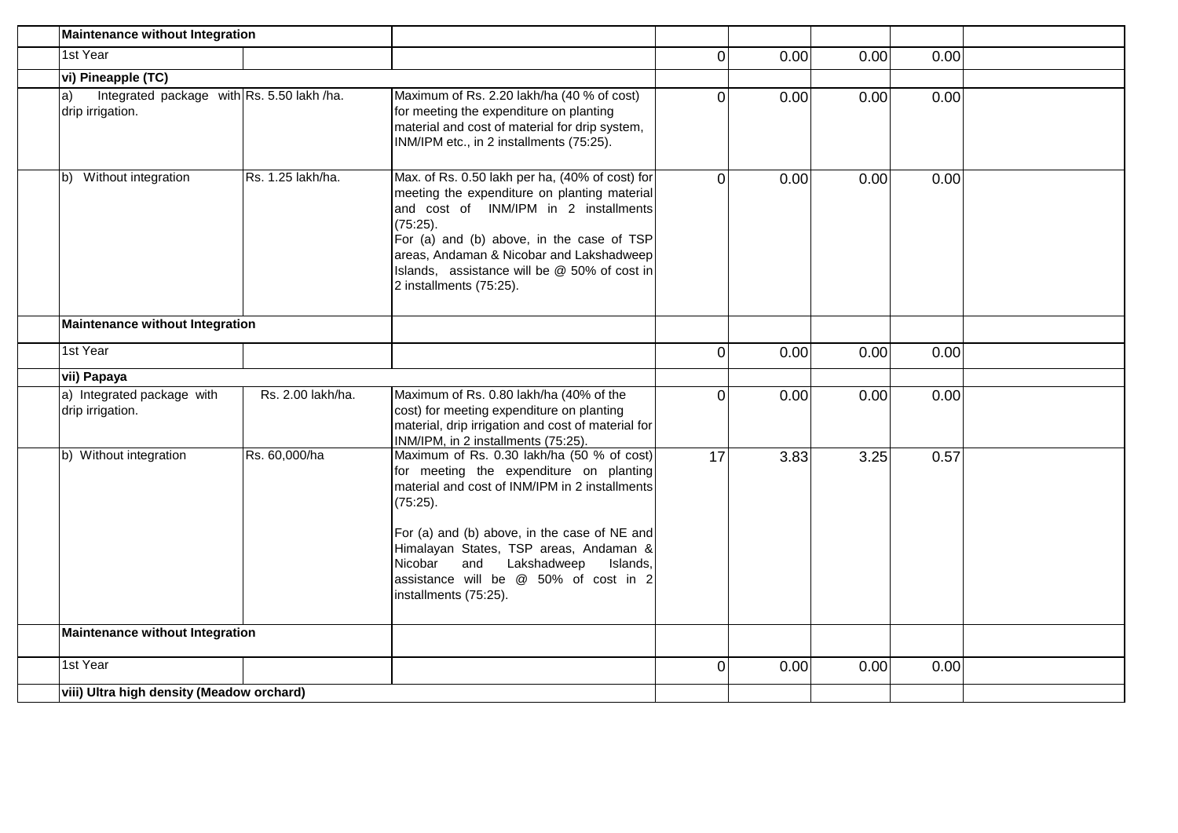| | | | | | | | | |
|---|---|---|---|---|---|---|---|---|
| | **Maintenance without Integration** | | | | | | | |
| | 1st Year | | | 0 | 0.00 | 0.00 | 0.00 | |
| | **vi) Pineapple (TC)** | | | | | | | |
| | a) Integrated package with drip irrigation. | Rs. 5.50 lakh /ha. | Maximum of Rs. 2.20 lakh/ha (40 % of cost) for meeting the expenditure on planting material and cost of material for drip system, INM/IPM etc., in 2 installments (75:25). | 0 | 0.00 | 0.00 | 0.00 | |
| | b) Without integration | Rs. 1.25 lakh/ha. | Max. of Rs. 0.50 lakh per ha, (40% of cost) for meeting the expenditure on planting material and cost of INM/IPM in 2 installments (75:25).<br>For (a) and (b) above, in the case of TSP areas, Andaman & Nicobar and Lakshadweep Islands, assistance will be @ 50% of cost in 2 installments (75:25). | 0 | 0.00 | 0.00 | 0.00 | |
| | **Maintenance without Integration** | | | | | | | |
| | 1st Year | | | 0 | 0.00 | 0.00 | 0.00 | |
| | **vii) Papaya** | | | | | | | |
| | a) Integrated package with drip irrigation. | Rs. 2.00 lakh/ha. | Maximum of Rs. 0.80 lakh/ha (40% of the cost) for meeting expenditure on planting material, drip irrigation and cost of material for INM/IPM, in 2 installments (75:25). | 0 | 0.00 | 0.00 | 0.00 | |
| | b) Without integration | Rs. 60,000/ha | Maximum of Rs. 0.30 lakh/ha (50 % of cost) for meeting the expenditure on planting material and cost of INM/IPM in 2 installments (75:25).<br><br>For (a) and (b) above, in the case of NE and Himalayan States, TSP areas, Andaman & Nicobar and Lakshadweep Islands, assistance will be @ 50% of cost in 2 installments (75:25). | 17 | 3.83 | 3.25 | 0.57 | |
| | **Maintenance without Integration** | | | | | | | |
| | 1st Year | | | 0 | 0.00 | 0.00 | 0.00 | |
| | **viii) Ultra high density (Meadow orchard)** | | | | | | | |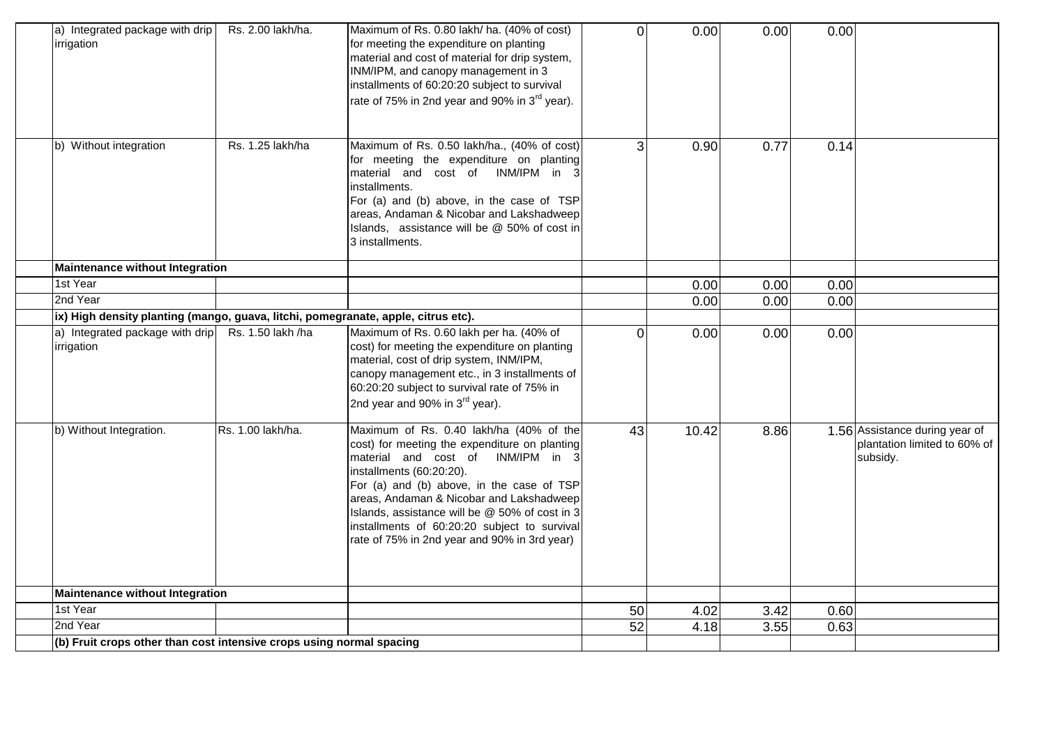| | | | | | | | | |
|---|---|---|---|---|---|---|---|---|
| | a) Integrated package with drip irrigation | Rs. 2.00 lakh/ha. | Maximum of Rs. 0.80 lakh/ ha. (40% of cost) for meeting the expenditure on planting material and cost of material for drip system, INM/IPM, and canopy management in 3 installments of 60:20:20 subject to survival rate of 75% in 2nd year and 90% in 3rd year). | 0 | 0.00 | 0.00 | 0.00 | |
| | b) Without integration | Rs. 1.25 lakh/ha | Maximum of Rs. 0.50 lakh/ha., (40% of cost) for meeting the expenditure on planting material and cost of INM/IPM in 3 installments. For (a) and (b) above, in the case of TSP areas, Andaman & Nicobar and Lakshadweep Islands, assistance will be @ 50% of cost in 3 installments. | 3 | 0.90 | 0.77 | 0.14 | |
| | **Maintenance without Integration** | | | | | | | |
| | 1st Year | | | | 0.00 | 0.00 | 0.00 | |
| | 2nd Year | | | | 0.00 | 0.00 | 0.00 | |
| | **ix) High density planting (mango, guava, litchi, pomegranate, apple, citrus etc).** | | | | | | | |
| | a) Integrated package with drip irrigation | Rs. 1.50 lakh /ha | Maximum of Rs. 0.60 lakh per ha. (40% of cost) for meeting the expenditure on planting material, cost of drip system, INM/IPM, canopy management etc., in 3 installments of 60:20:20 subject to survival rate of 75% in 2nd year and 90% in 3rd year). | 0 | 0.00 | 0.00 | 0.00 | |
| | b) Without Integration. | Rs. 1.00 lakh/ha. | Maximum of Rs. 0.40 lakh/ha (40% of the cost) for meeting the expenditure on planting material and cost of INM/IPM in 3 installments (60:20:20). For (a) and (b) above, in the case of TSP areas, Andaman & Nicobar and Lakshadweep Islands, assistance will be @ 50% of cost in 3 installments of 60:20:20 subject to survival rate of 75% in 2nd year and 90% in 3rd year) | 43 | 10.42 | 8.86 | 1.56 | Assistance during year of plantation limited to 60% of subsidy. |
| | **Maintenance without Integration** | | | | | | | |
| | 1st Year | | | 50 | 4.02 | 3.42 | 0.60 | |
| | 2nd Year | | | 52 | 4.18 | 3.55 | 0.63 | |
| | **(b) Fruit crops other than cost intensive crops using normal spacing** | | | | | | | |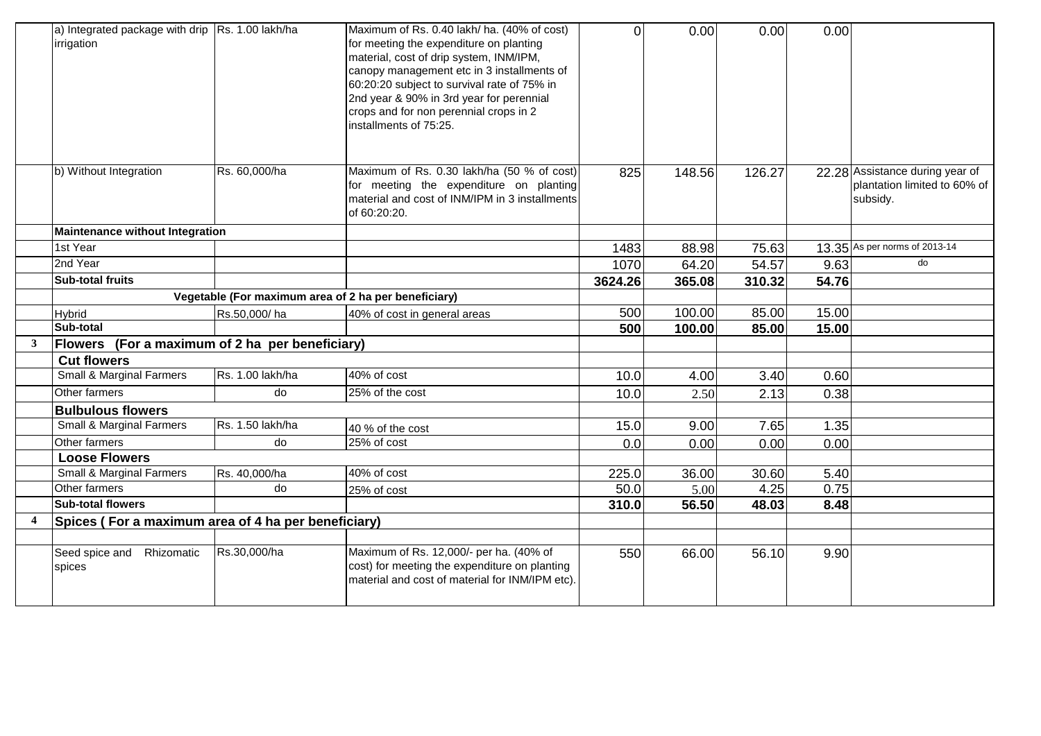|  |  |  |  |  |  |  |  |  |
|---|---|---|---|---|---|---|---|---|
|  | a) Integrated package with drip irrigation | Rs. 1.00 lakh/ha | Maximum of Rs. 0.40 lakh/ ha. (40% of cost) for meeting the expenditure on planting material, cost of drip system, INM/IPM, canopy management etc in 3 installments of 60:20:20 subject to survival rate of 75% in 2nd year & 90% in 3rd year for perennial crops and for non perennial crops in 2 installments of 75:25. | 0 | 0.00 | 0.00 | 0.00 |  |
|  | b) Without Integration | Rs. 60,000/ha | Maximum of Rs. 0.30 lakh/ha (50 % of cost) for meeting the expenditure on planting material and cost of INM/IPM in 3 installments of 60:20:20. | 825 | 148.56 | 126.27 | 22.28 | Assistance during year of plantation limited to 60% of subsidy. |
|  | **Maintenance without Integration** |  |  |  |  |  |  |  |
|  | 1st Year |  |  | 1483 | 88.98 | 75.63 | 13.35 | As per norms of 2013-14 |
|  | 2nd Year |  |  | 1070 | 64.20 | 54.57 | 9.63 | do |
|  | **Sub-total fruits** |  |  | **3624.26** | **365.08** | **310.32** | **54.76** |  |
|  | **Vegetable (For maximum area of 2 ha per beneficiary)** |  |  |  |  |  |  |  |
|  | Hybrid | Rs.50,000/ ha | 40% of cost in general areas | 500 | 100.00 | 85.00 | 15.00 |  |
|  | **Sub-total** |  |  | **500** | **100.00** | **85.00** | **15.00** |  |
| **3** | **Flowers (For a maximum of 2 ha per beneficiary)** |  |  |  |  |  |  |  |
|  | **Cut flowers** |  |  |  |  |  |  |  |
|  | Small & Marginal Farmers | Rs. 1.00 lakh/ha | 40% of cost | 10.0 | 4.00 | 3.40 | 0.60 |  |
|  | Other farmers | do | 25% of the cost | 10.0 | 2.50 | 2.13 | 0.38 |  |
|  | **Bulbulous flowers** |  |  |  |  |  |  |  |
|  | Small & Marginal Farmers | Rs. 1.50 lakh/ha | 40 % of the cost | 15.0 | 9.00 | 7.65 | 1.35 |  |
|  | Other farmers | do | 25% of cost | 0.0 | 0.00 | 0.00 | 0.00 |  |
|  | **Loose Flowers** |  |  |  |  |  |  |  |
|  | Small & Marginal Farmers | Rs. 40,000/ha | 40% of cost | 225.0 | 36.00 | 30.60 | 5.40 |  |
|  | Other farmers | do | 25% of cost | 50.0 | 5.00 | 4.25 | 0.75 |  |
|  | **Sub-total flowers** |  |  | **310.0** | **56.50** | **48.03** | **8.48** |  |
| **4** | **Spices ( For a maximum area of 4 ha per beneficiary)** |  |  |  |  |  |  |  |
|  | Seed spice and Rhizomatic spices | Rs.30,000/ha | Maximum of Rs. 12,000/- per ha. (40% of cost) for meeting the expenditure on planting material and cost of material for INM/IPM etc). | 550 | 66.00 | 56.10 | 9.90 |  |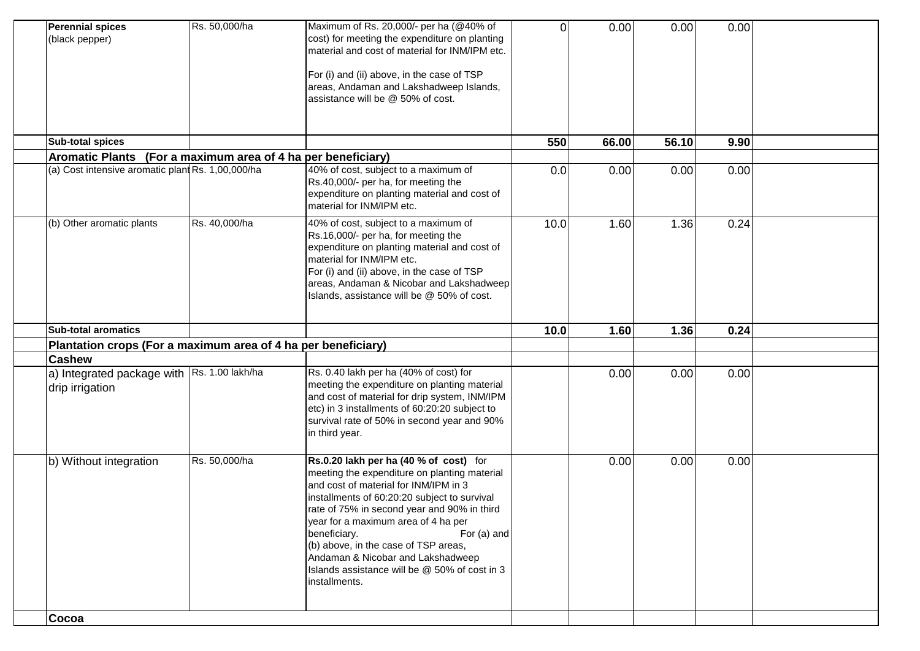| | | | | | | | |
|---|---|---|---|---|---|---|---|
| **Perennial spices** (black pepper) | Rs. 50,000/ha | Maximum of Rs. 20,000/- per ha (@40% of cost) for meeting the expenditure on planting material and cost of material for INM/IPM etc.<br><br>For (i) and (ii) above, in the case of TSP areas, Andaman and Lakshadweep Islands, assistance will be @ 50% of cost. | 0 | 0.00 | 0.00 | 0.00 | |
| **Sub-total spices** | | | **550** | **66.00** | **56.10** | **9.90** | |
| **Aromatic Plants (For a maximum area of 4 ha per beneficiary)** | | | | | | | |
| (a) Cost intensive aromatic plant | Rs. 1,00,000/ha | 40% of cost, subject to a maximum of Rs.40,000/- per ha, for meeting the expenditure on planting material and cost of material for INM/IPM etc. | 0.0 | 0.00 | 0.00 | 0.00 | |
| (b) Other aromatic plants | Rs. 40,000/ha | 40% of cost, subject to a maximum of Rs.16,000/- per ha, for meeting the expenditure on planting material and cost of material for INM/IPM etc.<br>For (i) and (ii) above, in the case of TSP areas, Andaman & Nicobar and Lakshadweep Islands, assistance will be @ 50% of cost. | 10.0 | 1.60 | 1.36 | 0.24 | |
| **Sub-total aromatics** | | | **10.0** | **1.60** | **1.36** | **0.24** | |
| **Plantation crops (For a maximum area of 4 ha per beneficiary)** | | | | | | | |
| **Cashew** | | | | | | | |
| a) Integrated package with drip irrigation | Rs. 1.00 lakh/ha | Rs. 0.40 lakh per ha (40% of cost) for meeting the expenditure on planting material and cost of material for drip system, INM/IPM etc) in 3 installments of 60:20:20 subject to survival rate of 50% in second year and 90% in third year. | | 0.00 | 0.00 | 0.00 | |
| b) Without integration | Rs. 50,000/ha | **Rs.0.20 lakh per ha (40 % of cost)** for meeting the expenditure on planting material and cost of material for INM/IPM in 3 installments of 60:20:20 subject to survival rate of 75% in second year and 90% in third year for a maximum area of 4 ha per beneficiary. For (a) and (b) above, in the case of TSP areas, Andaman & Nicobar and Lakshadweep Islands assistance will be @ 50% of cost in 3 installments. | | 0.00 | 0.00 | 0.00 | |
| **Cocoa** | | | | | | | |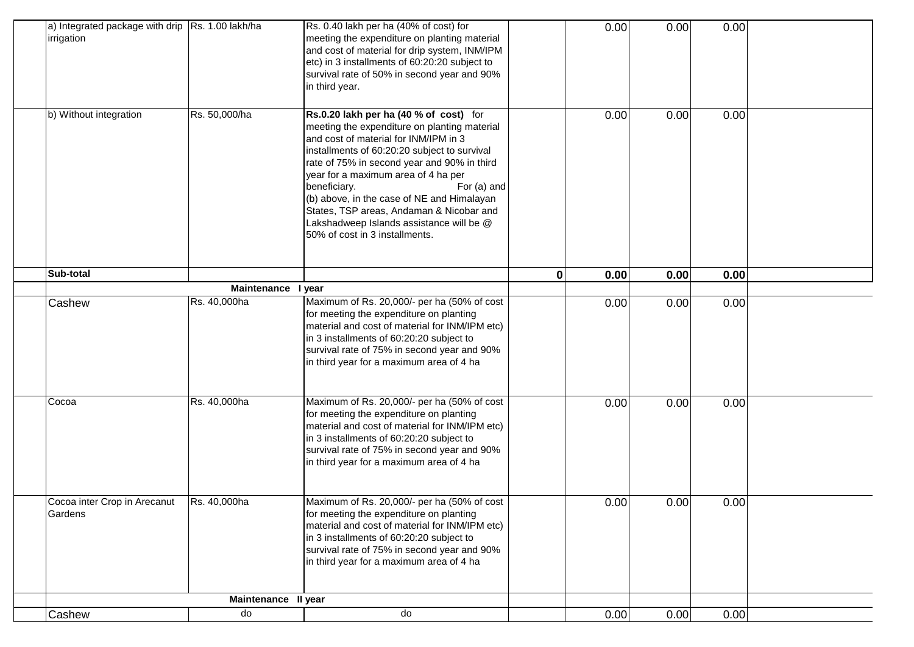| | | | | | | | | |
|---|---|---|---|---|---|---|---|---|
| | a) Integrated package with drip irrigation | Rs. 1.00 lakh/ha | Rs. 0.40 lakh per ha (40% of cost) for meeting the expenditure on planting material and cost of material for drip system, INM/IPM etc) in 3 installments of 60:20:20 subject to survival rate of 50% in second year and 90% in third year. | | 0.00 | 0.00 | 0.00 | |
| | b) Without integration | Rs. 50,000/ha | **Rs.0.20 lakh per ha (40 % of cost)** for meeting the expenditure on planting material and cost of material for INM/IPM in 3 installments of 60:20:20 subject to survival rate of 75% in second year and 90% in third year for a maximum area of 4 ha per beneficiary. For (a) and (b) above, in the case of NE and Himalayan States, TSP areas, Andaman & Nicobar and Lakshadweep Islands assistance will be @ 50% of cost in 3 installments. | | 0.00 | 0.00 | 0.00 | |
| | **Sub-total** | | | **0** | **0.00** | **0.00** | **0.00** | |
| | | **Maintenance I year** | | | | | | |
| | Cashew | Rs. 40,000ha | Maximum of Rs. 20,000/- per ha (50% of cost for meeting the expenditure on planting material and cost of material for INM/IPM etc) in 3 installments of 60:20:20 subject to survival rate of 75% in second year and 90% in third year for a maximum area of 4 ha | | 0.00 | 0.00 | 0.00 | |
| | Cocoa | Rs. 40,000ha | Maximum of Rs. 20,000/- per ha (50% of cost for meeting the expenditure on planting material and cost of material for INM/IPM etc) in 3 installments of 60:20:20 subject to survival rate of 75% in second year and 90% in third year for a maximum area of 4 ha | | 0.00 | 0.00 | 0.00 | |
| | Cocoa inter Crop in Arecanut Gardens | Rs. 40,000ha | Maximum of Rs. 20,000/- per ha (50% of cost for meeting the expenditure on planting material and cost of material for INM/IPM etc) in 3 installments of 60:20:20 subject to survival rate of 75% in second year and 90% in third year for a maximum area of 4 ha | | 0.00 | 0.00 | 0.00 | |
| | | **Maintenance II year** | | | | | | |
| | Cashew | do | do | | 0.00 | 0.00 | 0.00 | |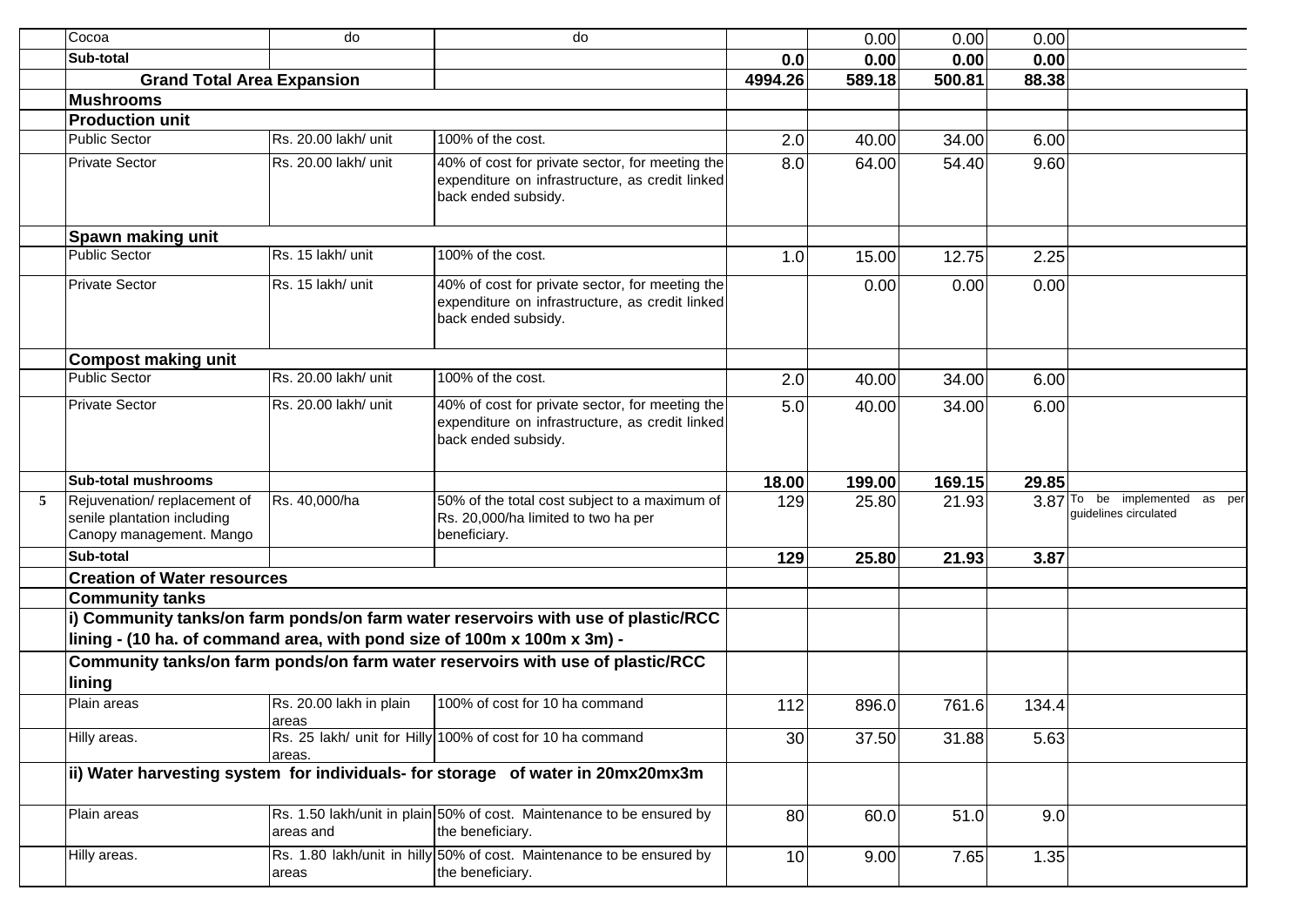| | | | | | | | | |
|---|---|---|---|---|---|---|---|---|
| | Cocoa | do | do | | 0.00 | 0.00 | 0.00 | |
| | **Sub-total** | | | **0.0** | **0.00** | **0.00** | **0.00** | |
| | **Grand Total Area Expansion** | | | **4994.26** | **589.18** | **500.81** | **88.38** | |
| | **Mushrooms** | | | | | | | |
| | **Production unit** | | | | | | | |
| | Public Sector | Rs. 20.00 lakh/ unit | 100% of the cost. | 2.0 | 40.00 | 34.00 | 6.00 | |
| | Private Sector | Rs. 20.00 lakh/ unit | 40% of cost for private sector, for meeting the expenditure on infrastructure, as credit linked back ended subsidy. | 8.0 | 64.00 | 54.40 | 9.60 | |
| | **Spawn making unit** | | | | | | | |
| | Public Sector | Rs. 15 lakh/ unit | 100% of the cost. | 1.0 | 15.00 | 12.75 | 2.25 | |
| | Private Sector | Rs. 15 lakh/ unit | 40% of cost for private sector, for meeting the expenditure on infrastructure, as credit linked back ended subsidy. | | 0.00 | 0.00 | 0.00 | |
| | **Compost making unit** | | | | | | | |
| | Public Sector | Rs. 20.00 lakh/ unit | 100% of the cost. | 2.0 | 40.00 | 34.00 | 6.00 | |
| | Private Sector | Rs. 20.00 lakh/ unit | 40% of cost for private sector, for meeting the expenditure on infrastructure, as credit linked back ended subsidy. | 5.0 | 40.00 | 34.00 | 6.00 | |
| | **Sub-total mushrooms** | | | **18.00** | **199.00** | **169.15** | **29.85** | |
| 5 | Rejuvenation/ replacement of senile plantation including Canopy management. Mango | Rs. 40,000/ha | 50% of the total cost subject to a maximum of Rs. 20,000/ha limited to two ha per beneficiary. | 129 | 25.80 | 21.93 | 3.87 | To be implemented as per guidelines circulated |
| | **Sub-total** | | | **129** | **25.80** | **21.93** | **3.87** | |
| | **Creation of Water resources** | | | | | | | |
| | **Community tanks** | | | | | | | |
| | **i) Community tanks/on farm ponds/on farm water reservoirs with use of plastic/RCC lining - (10 ha. of command area, with pond size of 100m x 100m x 3m) -** | | | | | | | |
| | **Community tanks/on farm ponds/on farm water reservoirs with use of plastic/RCC lining** | | | | | | | |
| | Plain areas | Rs. 20.00 lakh in plain areas | 100% of cost for 10 ha command | 112 | 896.0 | 761.6 | 134.4 | |
| | Hilly areas. | Rs. 25 lakh/ unit for Hilly areas. | 100% of cost for 10 ha command | 30 | 37.50 | 31.88 | 5.63 | |
| | **ii) Water harvesting system for individuals- for storage of water in 20mx20mx3m** | | | | | | | |
| | Plain areas | Rs. 1.50 lakh/unit in plain areas and | 50% of cost. Maintenance to be ensured by the beneficiary. | 80 | 60.0 | 51.0 | 9.0 | |
| | Hilly areas. | Rs. 1.80 lakh/unit in hilly areas | 50% of cost. Maintenance to be ensured by the beneficiary. | 10 | 9.00 | 7.65 | 1.35 | |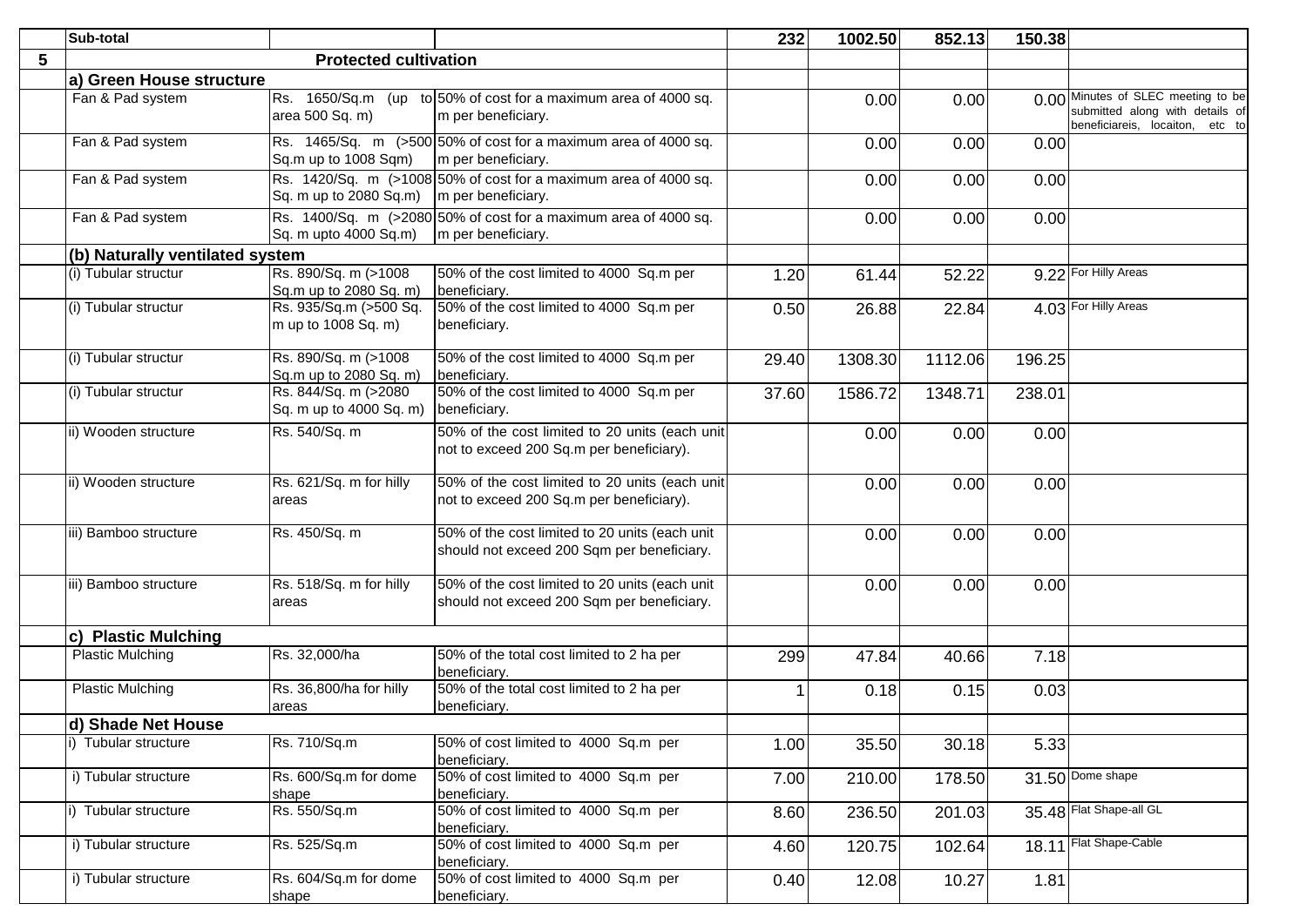|  | Sub-total |  |  | 232 | 1002.50 | 852.13 | 150.38 |  |
|---|---|---|---|---|---|---|---|---|
| 5 | Protected cultivation |  |  |  |  |  |  |  |
|  | a) Green House structure |  |  |  |  |  |  |  |
|  | Fan & Pad system | Rs. 1650/Sq.m (up to area 500 Sq. m) | 50% of cost for a maximum area of 4000 sq. m per beneficiary. |  | 0.00 | 0.00 | 0.00 | Minutes of SLEC meeting to be submitted along with details of beneficiareis, locaiton, etc to |
|  | Fan & Pad system | Rs. 1465/Sq. m (>500 Sq.m up to 1008 Sqm) | 50% of cost for a maximum area of 4000 sq. m per beneficiary. |  | 0.00 | 0.00 | 0.00 |  |
|  | Fan & Pad system | Rs. 1420/Sq. m (>1008 Sq. m up to 2080 Sq.m) | 50% of cost for a maximum area of 4000 sq. m per beneficiary. |  | 0.00 | 0.00 | 0.00 |  |
|  | Fan & Pad system | Rs. 1400/Sq. m (>2080 Sq. m upto 4000 Sq.m) | 50% of cost for a maximum area of 4000 sq. m per beneficiary. |  | 0.00 | 0.00 | 0.00 |  |
|  | (b) Naturally ventilated system |  |  |  |  |  |  |  |
|  | (i) Tubular structur | Rs. 890/Sq. m (>1008 Sq.m up to 2080 Sq. m) | 50% of the cost limited to 4000 Sq.m per beneficiary. | 1.20 | 61.44 | 52.22 | 9.22 | For Hilly Areas |
|  | (i) Tubular structur | Rs. 935/Sq.m (>500 Sq. m up to 1008 Sq. m) | 50% of the cost limited to 4000 Sq.m per beneficiary. | 0.50 | 26.88 | 22.84 | 4.03 | For Hilly Areas |
|  | (i) Tubular structur | Rs. 890/Sq. m (>1008 Sq.m up to 2080 Sq. m) | 50% of the cost limited to 4000 Sq.m per beneficiary. | 29.40 | 1308.30 | 1112.06 | 196.25 |  |
|  | (i) Tubular structur | Rs. 844/Sq. m (>2080 Sq. m up to 4000 Sq. m) | 50% of the cost limited to 4000 Sq.m per beneficiary. | 37.60 | 1586.72 | 1348.71 | 238.01 |  |
|  | ii) Wooden structure | Rs. 540/Sq. m | 50% of the cost limited to 20 units (each unit not to exceed 200 Sq.m per beneficiary). |  | 0.00 | 0.00 | 0.00 |  |
|  | ii) Wooden structure | Rs. 621/Sq. m for hilly areas | 50% of the cost limited to 20 units (each unit not to exceed 200 Sq.m per beneficiary). |  | 0.00 | 0.00 | 0.00 |  |
|  | iii) Bamboo structure | Rs. 450/Sq. m | 50% of the cost limited to 20 units (each unit should not exceed 200 Sqm per beneficiary. |  | 0.00 | 0.00 | 0.00 |  |
|  | iii) Bamboo structure | Rs. 518/Sq. m for hilly areas | 50% of the cost limited to 20 units (each unit should not exceed 200 Sqm per beneficiary. |  | 0.00 | 0.00 | 0.00 |  |
|  | c) Plastic Mulching |  |  |  |  |  |  |  |
|  | Plastic Mulching | Rs. 32,000/ha | 50% of the total cost limited to 2 ha per beneficiary. | 299 | 47.84 | 40.66 | 7.18 |  |
|  | Plastic Mulching | Rs. 36,800/ha for hilly areas | 50% of the total cost limited to 2 ha per beneficiary. | 1 | 0.18 | 0.15 | 0.03 |  |
|  | d) Shade Net House |  |  |  |  |  |  |  |
|  | i) Tubular structure | Rs. 710/Sq.m | 50% of cost limited to 4000 Sq.m per beneficiary. | 1.00 | 35.50 | 30.18 | 5.33 |  |
|  | i) Tubular structure | Rs. 600/Sq.m for dome shape | 50% of cost limited to 4000 Sq.m per beneficiary. | 7.00 | 210.00 | 178.50 | 31.50 | Dome shape |
|  | i) Tubular structure | Rs. 550/Sq.m | 50% of cost limited to 4000 Sq.m per beneficiary. | 8.60 | 236.50 | 201.03 | 35.48 | Flat Shape-all GL |
|  | i) Tubular structure | Rs. 525/Sq.m | 50% of cost limited to 4000 Sq.m per beneficiary. | 4.60 | 120.75 | 102.64 | 18.11 | Flat Shape-Cable |
|  | i) Tubular structure | Rs. 604/Sq.m for dome shape | 50% of cost limited to 4000 Sq.m per beneficiary. | 0.40 | 12.08 | 10.27 | 1.81 |  |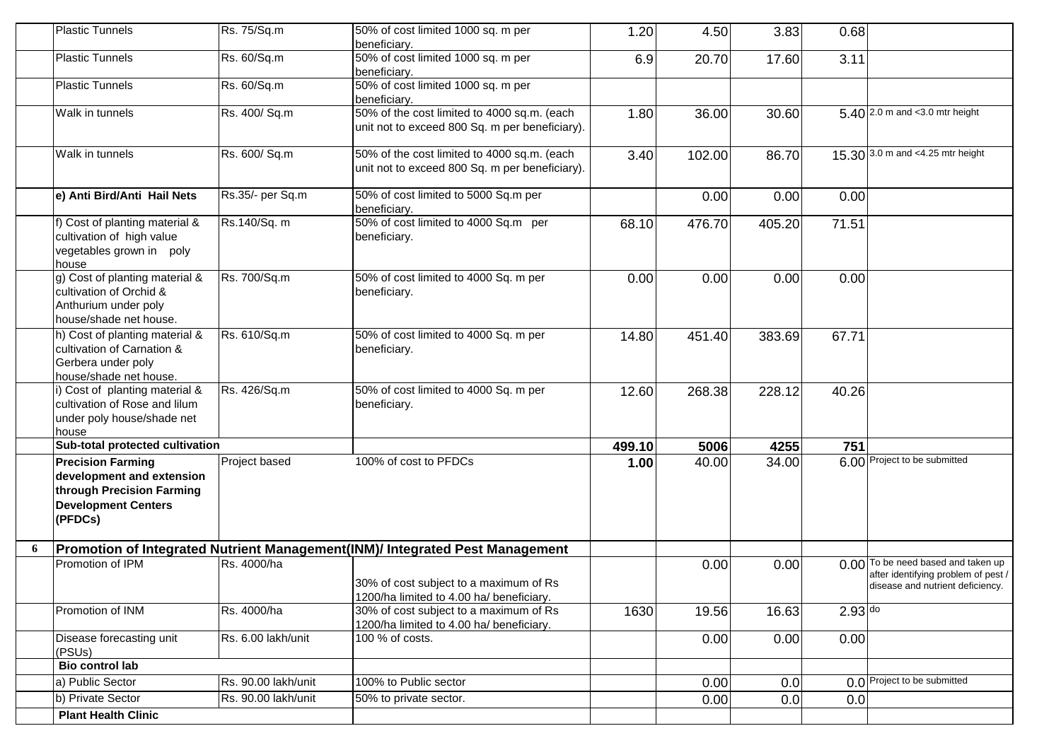|  | Plastic Tunnels | Rs. 75/Sq.m | 50% of cost limited 1000 sq. m per beneficiary. | 1.20 | 4.50 | 3.83 | 0.68 |  |
|---|---|---|---|---|---|---|---|---|
|  | Plastic Tunnels | Rs. 60/Sq.m | 50% of cost limited 1000 sq. m per beneficiary. | 6.9 | 20.70 | 17.60 | 3.11 |  |
|  | Plastic Tunnels | Rs. 60/Sq.m | 50% of cost limited 1000 sq. m per beneficiary. |  |  |  |  |  |
|  | Walk in tunnels | Rs. 400/ Sq.m | 50% of the cost limited to 4000 sq.m. (each unit not to exceed 800 Sq. m per beneficiary). | 1.80 | 36.00 | 30.60 | 5.40 | 2.0 m and <3.0 mtr height |
|  | Walk in tunnels | Rs. 600/ Sq.m | 50% of the cost limited to 4000 sq.m. (each unit not to exceed 800 Sq. m per beneficiary). | 3.40 | 102.00 | 86.70 | 15.30 | 3.0 m and <4.25 mtr height |
|  | **e) Anti Bird/Anti Hail Nets** | Rs.35/- per Sq.m | 50% of cost limited to 5000 Sq.m per beneficiary. |  | 0.00 | 0.00 | 0.00 |  |
|  | f) Cost of planting material & cultivation of high value vegetables grown in poly house | Rs.140/Sq. m | 50% of cost limited to 4000 Sq.m per beneficiary. | 68.10 | 476.70 | 405.20 | 71.51 |  |
|  | g) Cost of planting material & cultivation of Orchid & Anthurium under poly house/shade net house. | Rs. 700/Sq.m | 50% of cost limited to 4000 Sq. m per beneficiary. | 0.00 | 0.00 | 0.00 | 0.00 |  |
|  | h) Cost of planting material & cultivation of Carnation & Gerbera under poly house/shade net house. | Rs. 610/Sq.m | 50% of cost limited to 4000 Sq. m per beneficiary. | 14.80 | 451.40 | 383.69 | 67.71 |  |
|  | i) Cost of planting material & cultivation of Rose and lilum under poly house/shade net house | Rs. 426/Sq.m | 50% of cost limited to 4000 Sq. m per beneficiary. | 12.60 | 268.38 | 228.12 | 40.26 |  |
|  | **Sub-total protected cultivation** |  |  | **499.10** | **5006** | **4255** | **751** |  |
|  | **Precision Farming development and extension through Precision Farming Development Centers (PFDCs)** | Project based | 100% of cost to PFDCs | **1.00** | 40.00 | 34.00 | 6.00 | Project to be submitted |
| **6** | **Promotion of Integrated Nutrient Management(INM)/ Integrated Pest Management** |  |  |  |  |  |  |  |
|  | Promotion of IPM | Rs. 4000/ha | 30% of cost subject to a maximum of Rs 1200/ha limited to 4.00 ha/ beneficiary. |  | 0.00 | 0.00 | 0.00 | To be need based and taken up after identifying problem of pest / disease and nutrient deficiency. |
|  | Promotion of INM | Rs. 4000/ha | 30% of cost subject to a maximum of Rs 1200/ha limited to 4.00 ha/ beneficiary. | 1630 | 19.56 | 16.63 | 2.93 | do |
|  | Disease forecasting unit (PSUs) | Rs. 6.00 lakh/unit | 100 % of costs. |  | 0.00 | 0.00 | 0.00 |  |
|  | **Bio control lab** |  |  |  |  |  |  |  |
|  | a) Public Sector | Rs. 90.00 lakh/unit | 100% to Public sector |  | 0.00 | 0.0 | 0.0 | Project to be submitted |
|  | b) Private Sector | Rs. 90.00 lakh/unit | 50% to private sector. |  | 0.00 | 0.0 | 0.0 |  |
|  | **Plant Health Clinic** |  |  |  |  |  |  |  |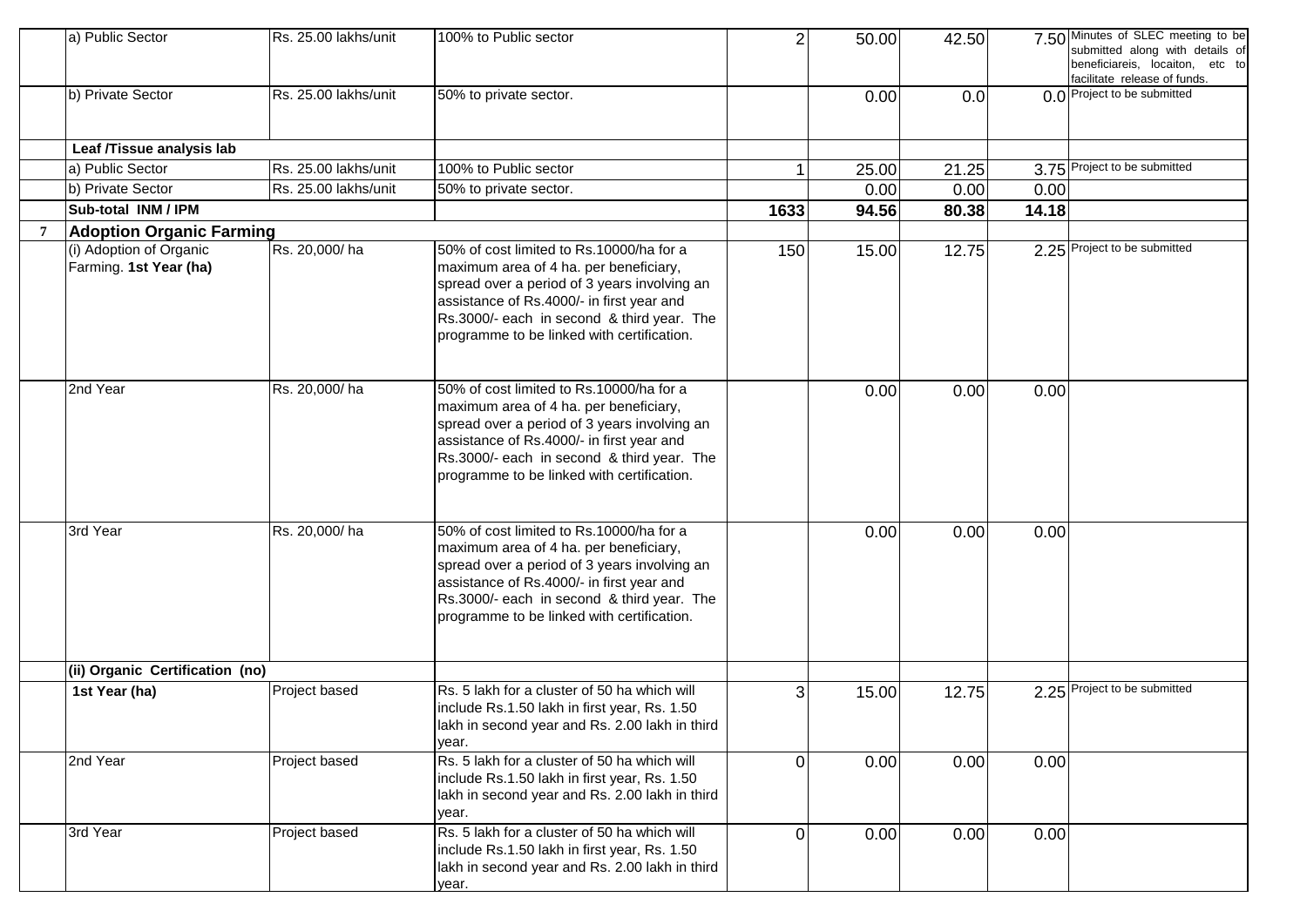| | | | | | | | | |
|---|---|---|---|---|---|---|---|---|
| | a) Public Sector | Rs. 25.00 lakhs/unit | 100% to Public sector | 2 | 50.00 | 42.50 | 7.50 | Minutes of SLEC meeting to be submitted along with details of beneficiareis, locaiton, etc to facilitate release of funds. |
| | b) Private Sector | Rs. 25.00 lakhs/unit | 50% to private sector. | | 0.00 | 0.0 | 0.0 | Project to be submitted |
| | **Leaf /Tissue analysis lab** | | | | | | | |
| | a) Public Sector | Rs. 25.00 lakhs/unit | 100% to Public sector | 1 | 25.00 | 21.25 | 3.75 | Project to be submitted |
| | b) Private Sector | Rs. 25.00 lakhs/unit | 50% to private sector. | | 0.00 | 0.00 | 0.00 | |
| | **Sub-total INM / IPM** | | | **1633** | **94.56** | **80.38** | **14.18** | |
| **7** | **Adoption Organic Farming** | | | | | | | |
| | (i) Adoption of Organic Farming. **1st Year (ha)** | Rs. 20,000/ ha | 50% of cost limited to Rs.10000/ha for a maximum area of 4 ha. per beneficiary, spread over a period of 3 years involving an assistance of Rs.4000/- in first year and Rs.3000/- each in second & third year. The programme to be linked with certification. | 150 | 15.00 | 12.75 | 2.25 | Project to be submitted |
| | 2nd Year | Rs. 20,000/ ha | 50% of cost limited to Rs.10000/ha for a maximum area of 4 ha. per beneficiary, spread over a period of 3 years involving an assistance of Rs.4000/- in first year and Rs.3000/- each in second & third year. The programme to be linked with certification. | | 0.00 | 0.00 | 0.00 | |
| | 3rd Year | Rs. 20,000/ ha | 50% of cost limited to Rs.10000/ha for a maximum area of 4 ha. per beneficiary, spread over a period of 3 years involving an assistance of Rs.4000/- in first year and Rs.3000/- each in second & third year. The programme to be linked with certification. | | 0.00 | 0.00 | 0.00 | |
| | **(ii) Organic Certification (no)** | | | | | | | |
| | **1st Year (ha)** | Project based | Rs. 5 lakh for a cluster of 50 ha which will include Rs.1.50 lakh in first year, Rs. 1.50 lakh in second year and Rs. 2.00 lakh in third year. | 3 | 15.00 | 12.75 | 2.25 | Project to be submitted |
| | 2nd Year | Project based | Rs. 5 lakh for a cluster of 50 ha which will include Rs.1.50 lakh in first year, Rs. 1.50 lakh in second year and Rs. 2.00 lakh in third year. | 0 | 0.00 | 0.00 | 0.00 | |
| | 3rd Year | Project based | Rs. 5 lakh for a cluster of 50 ha which will include Rs.1.50 lakh in first year, Rs. 1.50 lakh in second year and Rs. 2.00 lakh in third year. | 0 | 0.00 | 0.00 | 0.00 | |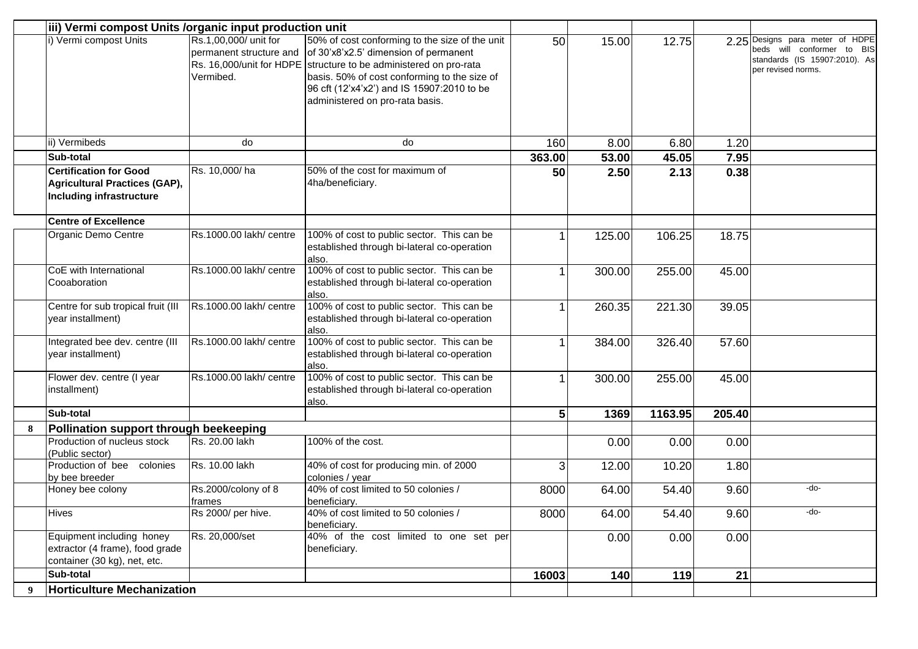| | | | | | | | | |
|---|---|---|---|---|---|---|---|---|
| | **iii) Vermi compost Units /organic input production unit** | | | | | | | |
| | i) Vermi compost Units | Rs.1,00,000/ unit for permanent structure and Rs. 16,000/unit for HDPE Vermibed. | 50% of cost conforming to the size of the unit of 30'x8'x2.5' dimension of permanent structure to be administered on pro-rata basis. 50% of cost conforming to the size of 96 cft (12'x4'x2') and IS 15907:2010 to be administered on pro-rata basis. | 50 | 15.00 | 12.75 | 2.25 | Designs para meter of HDPE beds will conformer to BIS standards (IS 15907:2010). As per revised norms. |
| | ii) Vermibeds | do | do | 160 | 8.00 | 6.80 | 1.20 | |
| | **Sub-total** | | | **363.00** | **53.00** | **45.05** | **7.95** | |
| | **Certification for Good Agricultural Practices (GAP), Including infrastructure** | Rs. 10,000/ ha | 50% of the cost for maximum of 4ha/beneficiary. | **50** | **2.50** | **2.13** | **0.38** | |
| | **Centre of Excellence** | | | | | | | |
| | Organic Demo Centre | Rs.1000.00 lakh/ centre | 100% of cost to public sector. This can be established through bi-lateral co-operation also. | 1 | 125.00 | 106.25 | 18.75 | |
| | CoE with International Cooaboration | Rs.1000.00 lakh/ centre | 100% of cost to public sector. This can be established through bi-lateral co-operation also. | 1 | 300.00 | 255.00 | 45.00 | |
| | Centre for sub tropical fruit (III year installment) | Rs.1000.00 lakh/ centre | 100% of cost to public sector. This can be established through bi-lateral co-operation also. | 1 | 260.35 | 221.30 | 39.05 | |
| | Integrated bee dev. centre (III year installment) | Rs.1000.00 lakh/ centre | 100% of cost to public sector. This can be established through bi-lateral co-operation also. | 1 | 384.00 | 326.40 | 57.60 | |
| | Flower dev. centre (I year installment) | Rs.1000.00 lakh/ centre | 100% of cost to public sector. This can be established through bi-lateral co-operation also. | 1 | 300.00 | 255.00 | 45.00 | |
| | **Sub-total** | | | **5** | **1369** | **1163.95** | **205.40** | |
| **8** | **Pollination support through beekeeping** | | | | | | | |
| | Production of nucleus stock (Public sector) | Rs. 20.00 lakh | 100% of the cost. | | 0.00 | 0.00 | 0.00 | |
| | Production of bee colonies by bee breeder | Rs. 10.00 lakh | 40% of cost for producing min. of 2000 colonies / year | 3 | 12.00 | 10.20 | 1.80 | |
| | Honey bee colony | Rs.2000/colony of 8 frames | 40% of cost limited to 50 colonies / beneficiary. | 8000 | 64.00 | 54.40 | 9.60 | -do- |
| | Hives | Rs 2000/ per hive. | 40% of cost limited to 50 colonies / beneficiary. | 8000 | 64.00 | 54.40 | 9.60 | -do- |
| | Equipment including honey extractor (4 frame), food grade container (30 kg), net, etc. | Rs. 20,000/set | 40% of the cost limited to one set per beneficiary. | | 0.00 | 0.00 | 0.00 | |
| | **Sub-total** | | | **16003** | **140** | **119** | **21** | |
| **9** | **Horticulture Mechanization** | | | | | | | |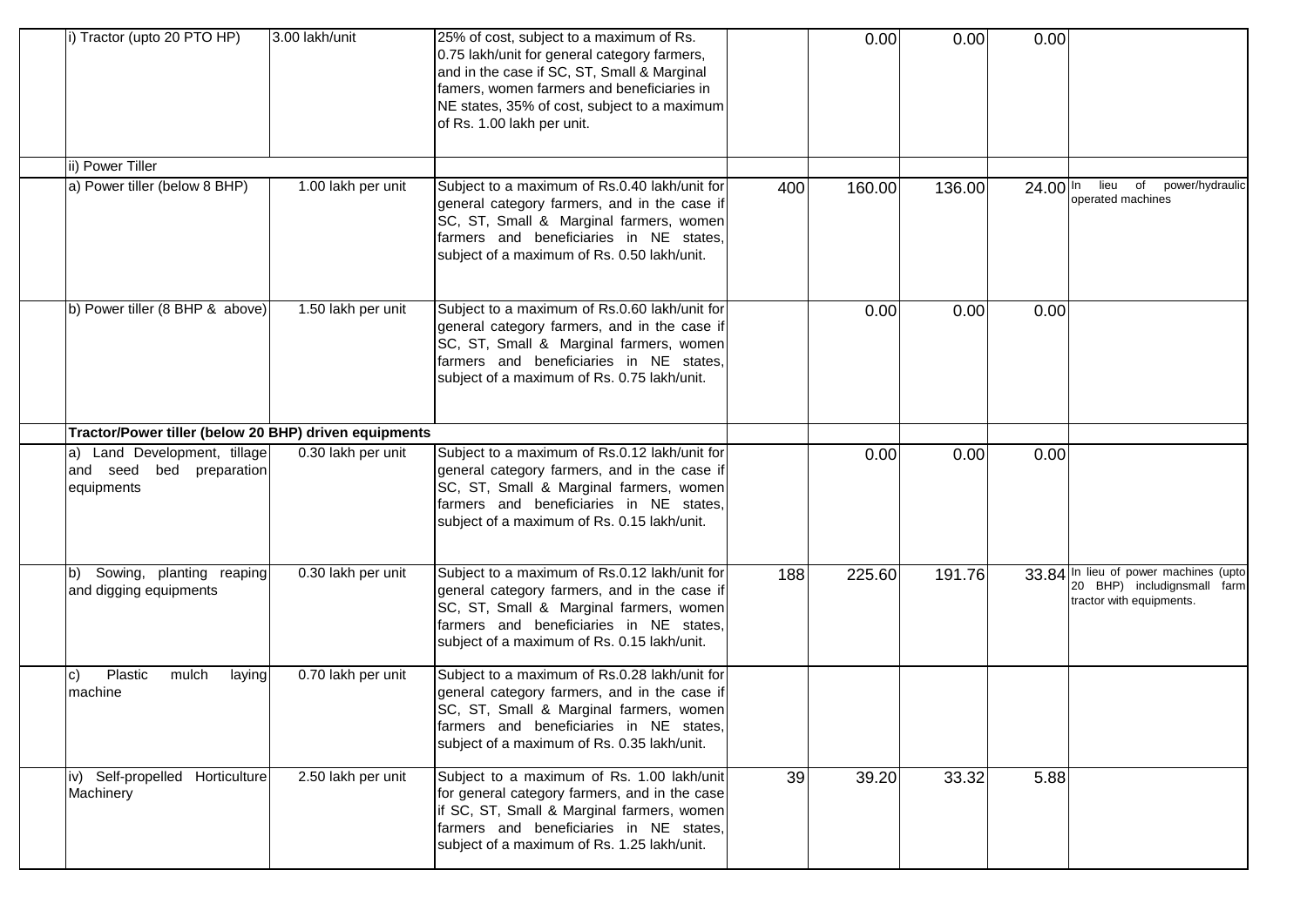| | | | | | | | |
|---|---|---|---|---|---|---|---|
| i) Tractor (upto 20 PTO HP) | 3.00 lakh/unit | 25% of cost, subject to a maximum of Rs. 0.75 lakh/unit for general category farmers, and in the case if SC, ST, Small & Marginal famers, women farmers and beneficiaries in NE states, 35% of cost, subject to a maximum of Rs. 1.00 lakh per unit. | | 0.00 | 0.00 | 0.00 | |
| ii) Power Tiller | | | | | | | |
| a) Power tiller (below 8 BHP) | 1.00 lakh per unit | Subject to a maximum of Rs.0.40 lakh/unit for general category farmers, and in the case if SC, ST, Small & Marginal farmers, women farmers and beneficiaries in NE states, subject of a maximum of Rs. 0.50 lakh/unit. | 400 | 160.00 | 136.00 | 24.00 | In lieu of power/hydraulic operated machines |
| b) Power tiller (8 BHP & above) | 1.50 lakh per unit | Subject to a maximum of Rs.0.60 lakh/unit for general category farmers, and in the case if SC, ST, Small & Marginal farmers, women farmers and beneficiaries in NE states, subject of a maximum of Rs. 0.75 lakh/unit. | | 0.00 | 0.00 | 0.00 | |
| **Tractor/Power tiller (below 20 BHP) driven equipments** | | | | | | | |
| a) Land Development, tillage and seed bed preparation equipments | 0.30 lakh per unit | Subject to a maximum of Rs.0.12 lakh/unit for general category farmers, and in the case if SC, ST, Small & Marginal farmers, women farmers and beneficiaries in NE states, subject of a maximum of Rs. 0.15 lakh/unit. | | 0.00 | 0.00 | 0.00 | |
| b) Sowing, planting reaping and digging equipments | 0.30 lakh per unit | Subject to a maximum of Rs.0.12 lakh/unit for general category farmers, and in the case if SC, ST, Small & Marginal farmers, women farmers and beneficiaries in NE states, subject of a maximum of Rs. 0.15 lakh/unit. | 188 | 225.60 | 191.76 | 33.84 | In lieu of power machines (upto 20 BHP) includignsmall farm tractor with equipments. |
| c) Plastic mulch laying machine | 0.70 lakh per unit | Subject to a maximum of Rs.0.28 lakh/unit for general category farmers, and in the case if SC, ST, Small & Marginal farmers, women farmers and beneficiaries in NE states, subject of a maximum of Rs. 0.35 lakh/unit. | | | | | |
| iv) Self-propelled Horticulture Machinery | 2.50 lakh per unit | Subject to a maximum of Rs. 1.00 lakh/unit for general category farmers, and in the case if SC, ST, Small & Marginal farmers, women farmers and beneficiaries in NE states, subject of a maximum of Rs. 1.25 lakh/unit. | 39 | 39.20 | 33.32 | 5.88 | |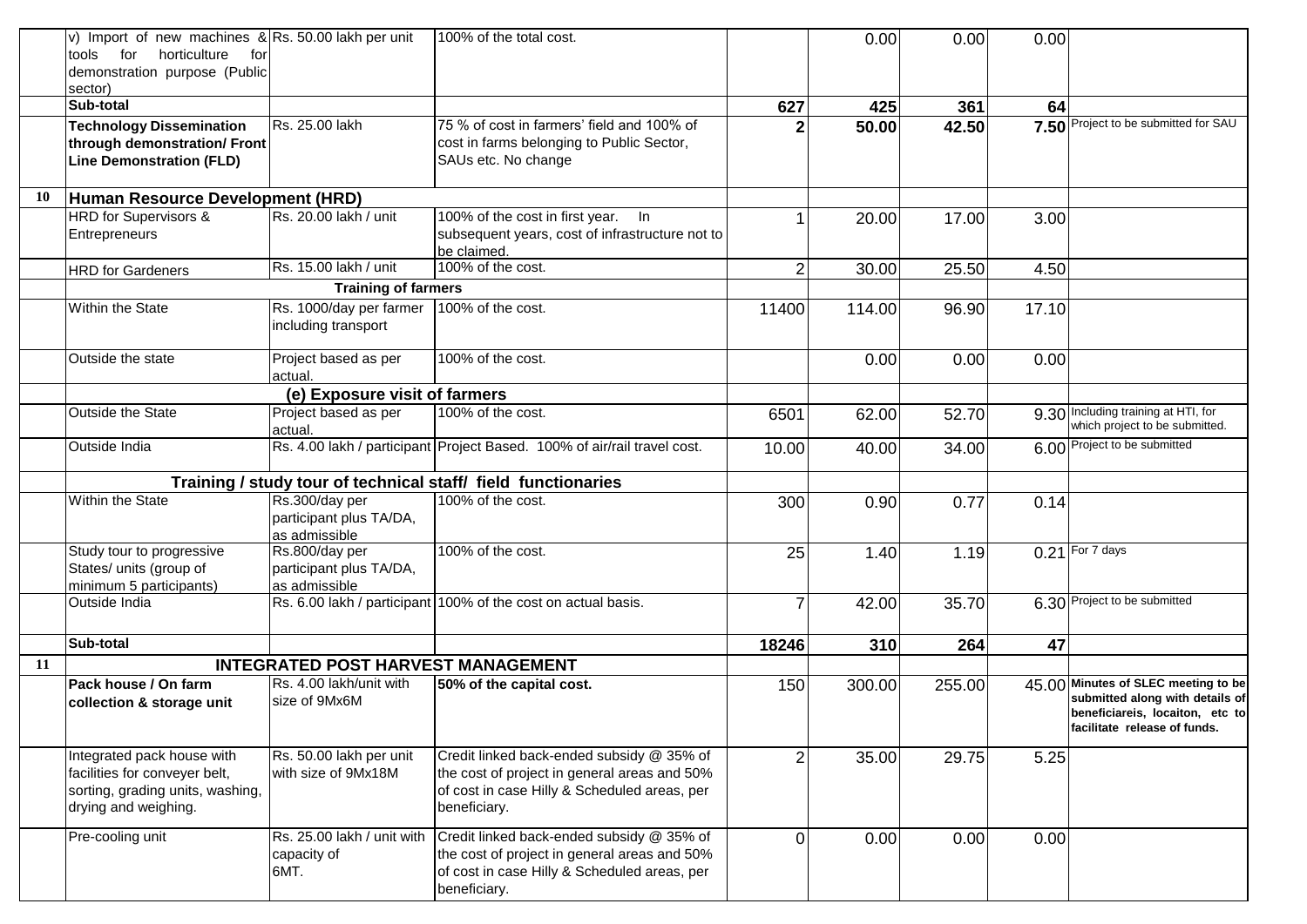| | | | | | | | | |
|---|---|---|---|---|---|---|---|---|
| | v) Import of new machines & tools for horticulture for demonstration purpose (Public sector) | Rs. 50.00 lakh per unit | 100% of the total cost. | | 0.00 | 0.00 | 0.00 | |
| | **Sub-total** | | | **627** | **425** | **361** | **64** | |
| | **Technology Dissemination through demonstration/ Front Line Demonstration (FLD)** | Rs. 25.00 lakh | 75 % of cost in farmers' field and 100% of cost in farms belonging to Public Sector, SAUs etc. No change | **2** | **50.00** | **42.50** | **7.50** | Project to be submitted for SAU |
| **10** | **Human Resource Development (HRD)** | | | | | | | |
| | HRD for Supervisors & Entrepreneurs | Rs. 20.00 lakh / unit | 100% of the cost in first year. In subsequent years, cost of infrastructure not to be claimed. | 1 | 20.00 | 17.00 | 3.00 | |
| | HRD for Gardeners | Rs. 15.00 lakh / unit | 100% of the cost. | 2 | 30.00 | 25.50 | 4.50 | |
| | | **Training of farmers** | | | | | | |
| | Within the State | Rs. 1000/day per farmer including transport | 100% of the cost. | 11400 | 114.00 | 96.90 | 17.10 | |
| | Outside the state | Project based as per actual. | 100% of the cost. | | 0.00 | 0.00 | 0.00 | |
| | | **(e) Exposure visit of farmers** | | | | | | |
| | Outside the State | Project based as per actual. | 100% of the cost. | 6501 | 62.00 | 52.70 | 9.30 | Including training at HTI, for which project to be submitted. |
| | Outside India | Rs. 4.00 lakh / participant | Project Based. 100% of air/rail travel cost. | 10.00 | 40.00 | 34.00 | 6.00 | Project to be submitted |
| | | **Training / study tour of technical staff/ field functionaries** | | | | | | |
| | Within the State | Rs.300/day per participant plus TA/DA, as admissible | 100% of the cost. | 300 | 0.90 | 0.77 | 0.14 | |
| | Study tour to progressive States/ units (group of minimum 5 participants) | Rs.800/day per participant plus TA/DA, as admissible | 100% of the cost. | 25 | 1.40 | 1.19 | 0.21 | For 7 days |
| | Outside India | Rs. 6.00 lakh / participant | 100% of the cost on actual basis. | 7 | 42.00 | 35.70 | 6.30 | Project to be submitted |
| | **Sub-total** | | | **18246** | **310** | **264** | **47** | |
| **11** | | **INTEGRATED POST HARVEST MANAGEMENT** | | | | | | |
| | **Pack house / On farm collection & storage unit** | Rs. 4.00 lakh/unit with size of 9Mx6M | **50% of the capital cost.** | 150 | 300.00 | 255.00 | 45.00 | **Minutes of SLEC meeting to be submitted along with details of beneficiareis, locaiton, etc to facilitate release of funds.** |
| | Integrated pack house with facilities for conveyer belt, sorting, grading units, washing, drying and weighing. | Rs. 50.00 lakh per unit with size of 9Mx18M | Credit linked back-ended subsidy @ 35% of the cost of project in general areas and 50% of cost in case Hilly & Scheduled areas, per beneficiary. | 2 | 35.00 | 29.75 | 5.25 | |
| | Pre-cooling unit | Rs. 25.00 lakh / unit with capacity of 6MT. | Credit linked back-ended subsidy @ 35% of the cost of project in general areas and 50% of cost in case Hilly & Scheduled areas, per beneficiary. | 0 | 0.00 | 0.00 | 0.00 | |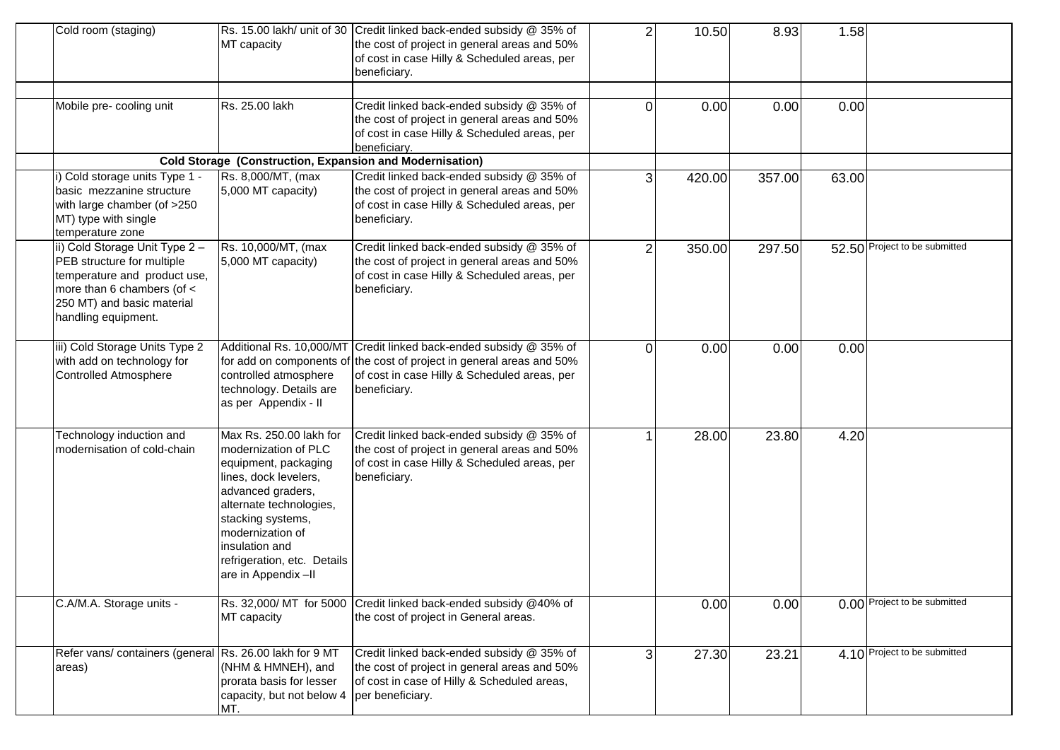| | | | | | | | | |
|---|---|---|---|---|---|---|---|---|
| | Cold room (staging) | Rs. 15.00 lakh/ unit of 30 MT capacity | Credit linked back-ended subsidy @ 35% of the cost of project in general areas and 50% of cost in case Hilly & Scheduled areas, per beneficiary. | 2 | 10.50 | 8.93 | 1.58 | |
| | | | | | | | | |
| | Mobile pre- cooling unit | Rs. 25.00 lakh | Credit linked back-ended subsidy @ 35% of the cost of project in general areas and 50% of cost in case Hilly & Scheduled areas, per beneficiary. | 0 | 0.00 | 0.00 | 0.00 | |
| | **Cold Storage (Construction, Expansion and Modernisation)** | | | | | | | |
| | i) Cold storage units Type 1 - basic mezzanine structure with large chamber (of >250 MT) type with single temperature zone | Rs. 8,000/MT, (max 5,000 MT capacity) | Credit linked back-ended subsidy @ 35% of the cost of project in general areas and 50% of cost in case Hilly & Scheduled areas, per beneficiary. | 3 | 420.00 | 357.00 | 63.00 | |
| | ii) Cold Storage Unit Type 2 – PEB structure for multiple temperature and product use, more than 6 chambers (of < 250 MT) and basic material handling equipment. | Rs. 10,000/MT, (max 5,000 MT capacity) | Credit linked back-ended subsidy @ 35% of the cost of project in general areas and 50% of cost in case Hilly & Scheduled areas, per beneficiary. | 2 | 350.00 | 297.50 | 52.50 | Project to be submitted |
| | iii) Cold Storage Units Type 2 with add on technology for Controlled Atmosphere | Additional Rs. 10,000/MT for add on components of controlled atmosphere technology. Details are as per Appendix - II | Credit linked back-ended subsidy @ 35% of the cost of project in general areas and 50% of cost in case Hilly & Scheduled areas, per beneficiary. | 0 | 0.00 | 0.00 | 0.00 | |
| | Technology induction and modernisation of cold-chain | Max Rs. 250.00 lakh for modernization of PLC equipment, packaging lines, dock levelers, advanced graders, alternate technologies, stacking systems, modernization of insulation and refrigeration, etc. Details are in Appendix –II | Credit linked back-ended subsidy @ 35% of the cost of project in general areas and 50% of cost in case Hilly & Scheduled areas, per beneficiary. | 1 | 28.00 | 23.80 | 4.20 | |
| | C.A/M.A. Storage units - | Rs. 32,000/ MT for 5000 MT capacity | Credit linked back-ended subsidy @40% of the cost of project in General areas. | | 0.00 | 0.00 | 0.00 | Project to be submitted |
| | Refer vans/ containers (general areas) | Rs. 26.00 lakh for 9 MT (NHM & HMNEH), and prorata basis for lesser capacity, but not below 4 MT. | Credit linked back-ended subsidy @ 35% of the cost of project in general areas and 50% of cost in case of Hilly & Scheduled areas, per beneficiary. | 3 | 27.30 | 23.21 | 4.10 | Project to be submitted |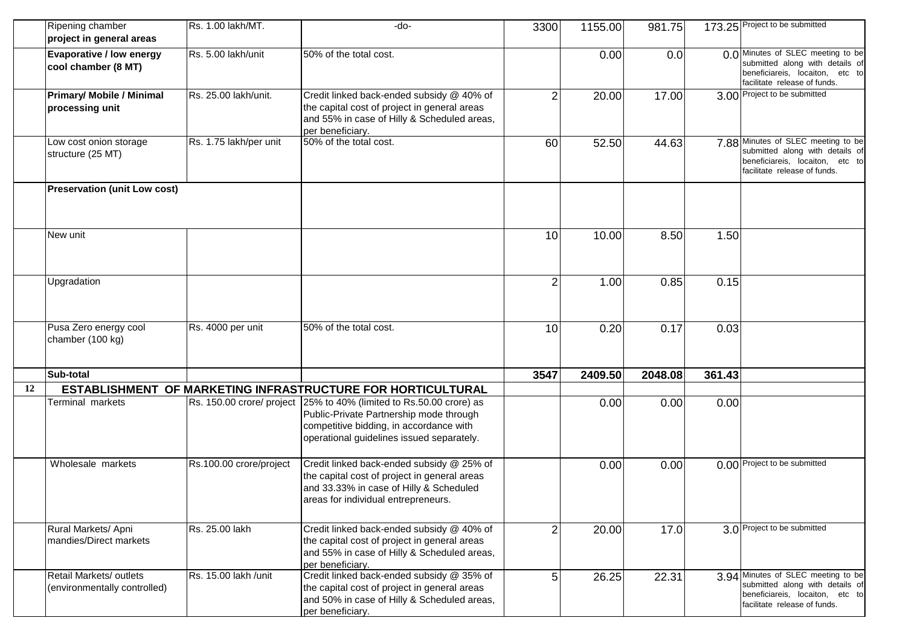|  | | | | | | | |
|---|---|---|---|---|---|---|---|
|  | Ripening chamber **project in general areas** | Rs. 1.00 lakh/MT. | -do- | 3300 | 1155.00 | 981.75 | 173.25 | Project to be submitted |
|  | **Evaporative / low energy cool chamber (8 MT)** | Rs. 5.00 lakh/unit | 50% of the total cost. |  | 0.00 | 0.0 | 0.0 | Minutes of SLEC meeting to be submitted along with details of beneficiareis, locaiton, etc to facilitate release of funds. |
|  | **Primary/ Mobile / Minimal processing unit** | Rs. 25.00 lakh/unit. | Credit linked back-ended subsidy @ 40% of the capital cost of project in general areas and 55% in case of Hilly & Scheduled areas, per beneficiary. | 2 | 20.00 | 17.00 | 3.00 | Project to be submitted |
|  | Low cost onion storage structure (25 MT) | Rs. 1.75 lakh/per unit | 50% of the total cost. | 60 | 52.50 | 44.63 | 7.88 | Minutes of SLEC meeting to be submitted along with details of beneficiareis, locaiton, etc to facilitate release of funds. |
|  | **Preservation (unit Low cost)** |  |  |  |  |  |  |  |
|  | New unit |  |  | 10 | 10.00 | 8.50 | 1.50 |  |
|  | Upgradation |  |  | 2 | 1.00 | 0.85 | 0.15 |  |
|  | Pusa Zero energy cool chamber (100 kg) | Rs. 4000 per unit | 50% of the total cost. | 10 | 0.20 | 0.17 | 0.03 |  |
|  | **Sub-total** |  |  | **3547** | **2409.50** | **2048.08** | **361.43** |  |
| **12** | **ESTABLISHMENT OF MARKETING INFRASTRUCTURE FOR HORTICULTURAL** |  |  |  |  |  |  |  |
|  | Terminal markets | Rs. 150.00 crore/ project | 25% to 40% (limited to Rs.50.00 crore) as Public-Private Partnership mode through competitive bidding, in accordance with operational guidelines issued separately. |  | 0.00 | 0.00 | 0.00 |  |
|  | Wholesale markets | Rs.100.00 crore/project | Credit linked back-ended subsidy @ 25% of the capital cost of project in general areas and 33.33% in case of Hilly & Scheduled areas for individual entrepreneurs. |  | 0.00 | 0.00 | 0.00 | Project to be submitted |
|  | Rural Markets/ Apni mandies/Direct markets | Rs. 25.00 lakh | Credit linked back-ended subsidy @ 40% of the capital cost of project in general areas and 55% in case of Hilly & Scheduled areas, per beneficiary. | 2 | 20.00 | 17.0 | 3.0 | Project to be submitted |
|  | Retail Markets/ outlets (environmentally controlled) | Rs. 15.00 lakh /unit | Credit linked back-ended subsidy @ 35% of the capital cost of project in general areas and 50% in case of Hilly & Scheduled areas, per beneficiary. | 5 | 26.25 | 22.31 | 3.94 | Minutes of SLEC meeting to be submitted along with details of beneficiareis, locaiton, etc to facilitate release of funds. |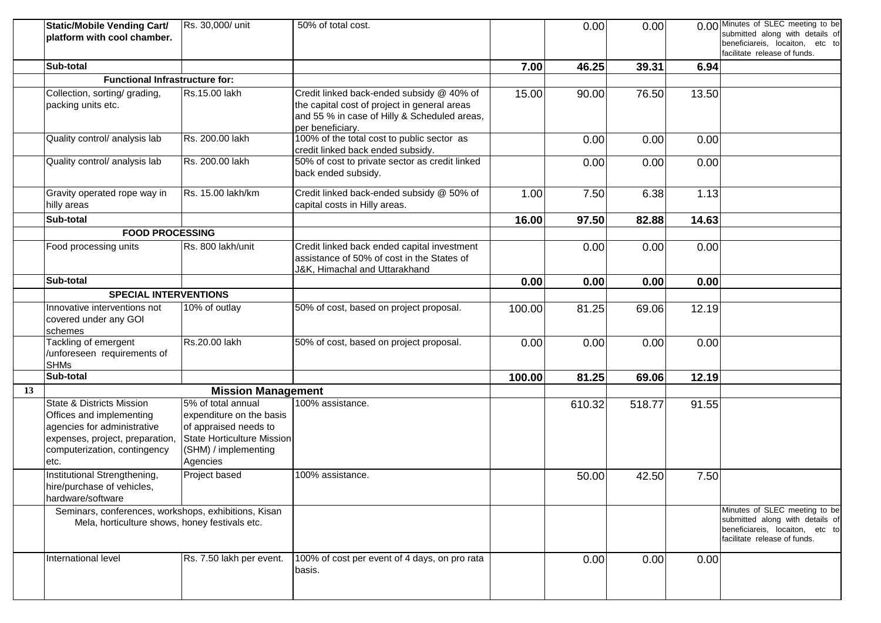| | | | | | | | | |
|---|---|---|---|---|---|---|---|---|
| | **Static/Mobile Vending Cart/ platform with cool chamber.** | Rs. 30,000/ unit | 50% of total cost. | | 0.00 | 0.00 | 0.00 | Minutes of SLEC meeting to be submitted along with details of beneficiareis, locaiton, etc to facilitate release of funds. |
| | **Sub-total** | | | **7.00** | **46.25** | **39.31** | **6.94** | |
| | **Functional Infrastructure for:** | | | | | | | |
| | Collection, sorting/ grading, packing units etc. | Rs.15.00 lakh | Credit linked back-ended subsidy @ 40% of the capital cost of project in general areas and 55 % in case of Hilly & Scheduled areas, per beneficiary. | 15.00 | 90.00 | 76.50 | 13.50 | |
| | Quality control/ analysis lab | Rs. 200.00 lakh | 100% of the total cost to public sector as credit linked back ended subsidy. | | 0.00 | 0.00 | 0.00 | |
| | Quality control/ analysis lab | Rs. 200.00 lakh | 50% of cost to private sector as credit linked back ended subsidy. | | 0.00 | 0.00 | 0.00 | |
| | Gravity operated rope way in hilly areas | Rs. 15.00 lakh/km | Credit linked back-ended subsidy @ 50% of capital costs in Hilly areas. | 1.00 | 7.50 | 6.38 | 1.13 | |
| | **Sub-total** | | | **16.00** | **97.50** | **82.88** | **14.63** | |
| | **FOOD PROCESSING** | | | | | | | |
| | Food processing units | Rs. 800 lakh/unit | Credit linked back ended capital investment assistance of 50% of cost in the States of J&K, Himachal and Uttarakhand | | 0.00 | 0.00 | 0.00 | |
| | **Sub-total** | | | **0.00** | **0.00** | **0.00** | **0.00** | |
| | **SPECIAL INTERVENTIONS** | | | | | | | |
| | Innovative interventions not covered under any GOI schemes | 10% of outlay | 50% of cost, based on project proposal. | 100.00 | 81.25 | 69.06 | 12.19 | |
| | Tackling of emergent /unforeseen requirements of SHMs | Rs.20.00 lakh | 50% of cost, based on project proposal. | 0.00 | 0.00 | 0.00 | 0.00 | |
| | **Sub-total** | | | **100.00** | **81.25** | **69.06** | **12.19** | |
| **13** | **Mission Management** | | | | | | | |
| | State & Districts Mission Offices and implementing agencies for administrative expenses, project, preparation, computerization, contingency etc. | 5% of total annual expenditure on the basis of appraised needs to State Horticulture Mission (SHM) / implementing Agencies | 100% assistance. | | 610.32 | 518.77 | 91.55 | |
| | Institutional Strengthening, hire/purchase of vehicles, hardware/software | Project based | 100% assistance. | | 50.00 | 42.50 | 7.50 | |
| | Seminars, conferences, workshops, exhibitions, Kisan Mela, horticulture shows, honey festivals etc. | | | | | | | Minutes of SLEC meeting to be submitted along with details of beneficiareis, locaiton, etc to facilitate release of funds. |
| | International level | Rs. 7.50 lakh per event. | 100% of cost per event of 4 days, on pro rata basis. | | 0.00 | 0.00 | 0.00 | |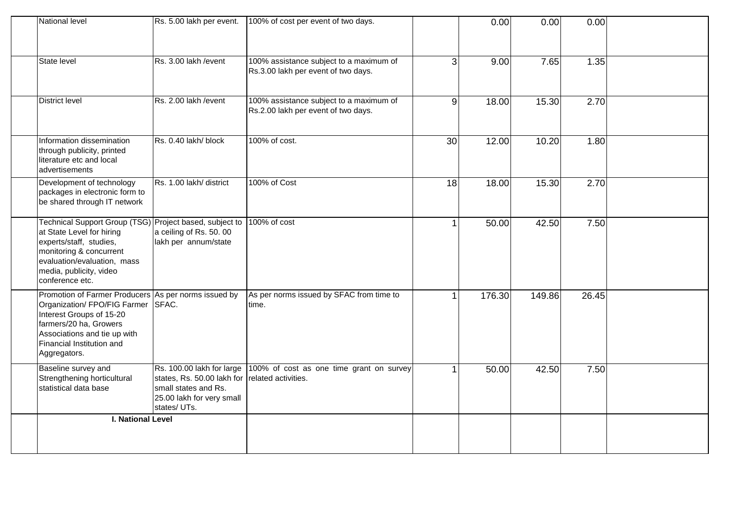| | | | | | | | | |
|---|---|---|---|---|---|---|---|---|
| | National level | Rs. 5.00 lakh per event. | 100% of cost per event of two days. | | 0.00 | 0.00 | 0.00 | |
| | State level | Rs. 3.00 lakh /event | 100% assistance subject to a maximum of Rs.3.00 lakh per event of two days. | 3 | 9.00 | 7.65 | 1.35 | |
| | District level | Rs. 2.00 lakh /event | 100% assistance subject to a maximum of Rs.2.00 lakh per event of two days. | 9 | 18.00 | 15.30 | 2.70 | |
| | Information dissemination through publicity, printed literature etc and local advertisements | Rs. 0.40 lakh/ block | 100% of cost. | 30 | 12.00 | 10.20 | 1.80 | |
| | Development of technology packages in electronic form to be shared through IT network | Rs. 1.00 lakh/ district | 100% of Cost | 18 | 18.00 | 15.30 | 2.70 | |
| | Technical Support Group (TSG) at State Level for hiring experts/staff, studies, monitoring & concurrent evaluation/evaluation, mass media, publicity, video conference etc. | Project based, subject to a ceiling of Rs. 50. 00 lakh per annum/state | 100% of cost | 1 | 50.00 | 42.50 | 7.50 | |
| | Promotion of Farmer Producers Organization/ FPO/FIG Farmer Interest Groups of 15-20 farmers/20 ha, Growers Associations and tie up with Financial Institution and Aggregators. | As per norms issued by SFAC. | As per norms issued by SFAC from time to time. | 1 | 176.30 | 149.86 | 26.45 | |
| | Baseline survey and Strengthening horticultural statistical data base | Rs. 100.00 lakh for large states, Rs. 50.00 lakh for small states and Rs. 25.00 lakh for very small states/ UTs. | 100% of cost as one time grant on survey related activities. | 1 | 50.00 | 42.50 | 7.50 | |
| | **I. National Level** | | | | | | | |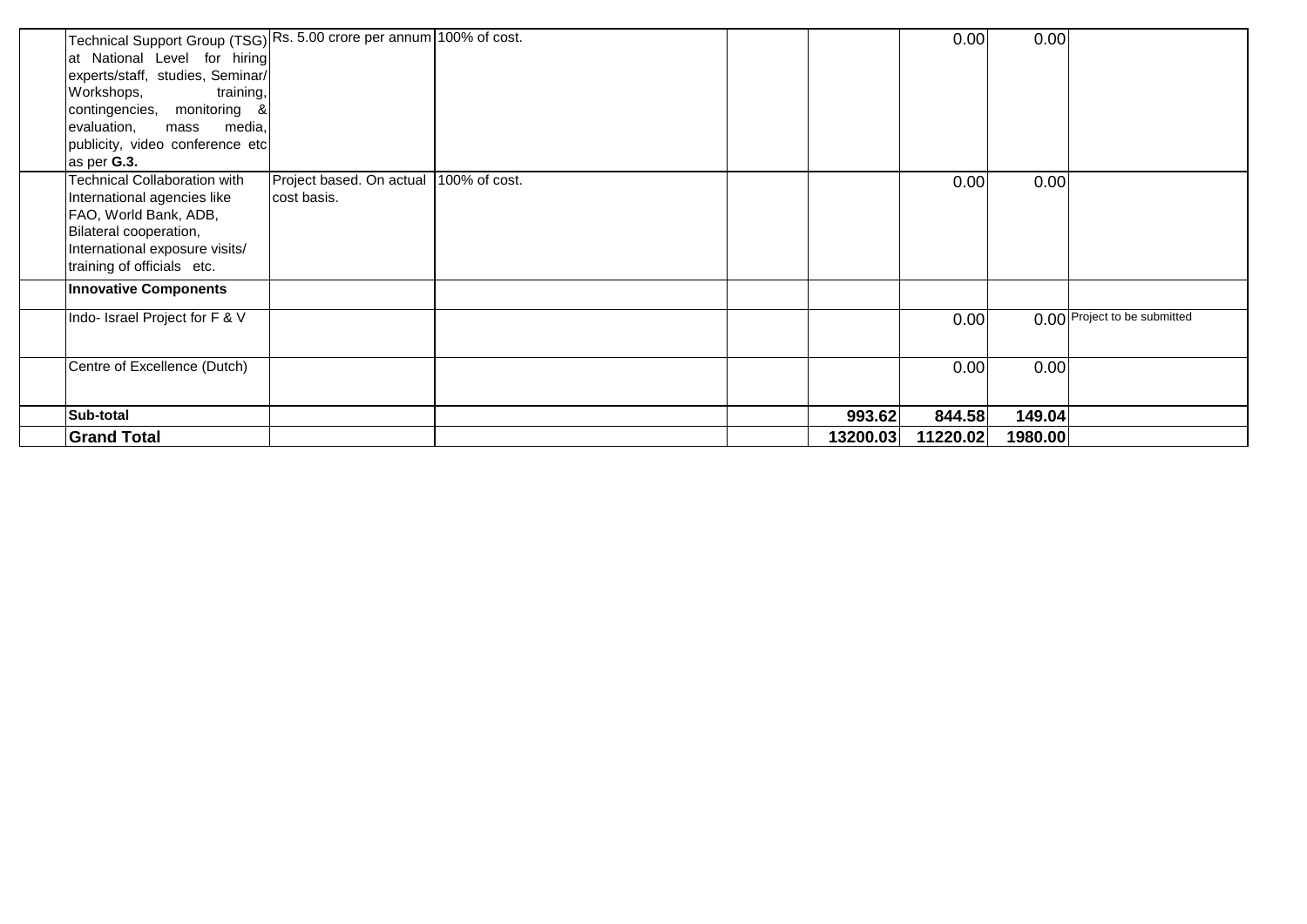| | | | | | | | | |
|---|---|---|---|---|---|---|---|---|
| | Technical Support Group (TSG) at National Level for hiring experts/staff, studies, Seminar/ Workshops, training, contingencies, monitoring & evaluation, mass media, publicity, video conference etc as per **G.3.** | Rs. 5.00 crore per annum | 100% of cost. | | | 0.00 | 0.00 | |
| | Technical Collaboration with International agencies like FAO, World Bank, ADB, Bilateral cooperation, International exposure visits/ training of officials etc. | Project based. On actual cost basis. | 100% of cost. | | | 0.00 | 0.00 | |
| | **Innovative Components** | | | | | | | |
| | Indo- Israel Project for F & V | | | | | 0.00 | 0.00 | Project to be submitted |
| | Centre of Excellence (Dutch) | | | | | 0.00 | 0.00 | |
| | **Sub-total** | | | | **993.62** | **844.58** | **149.04** | |
| | **Grand Total** | | | | **13200.03** | **11220.02** | **1980.00** | |